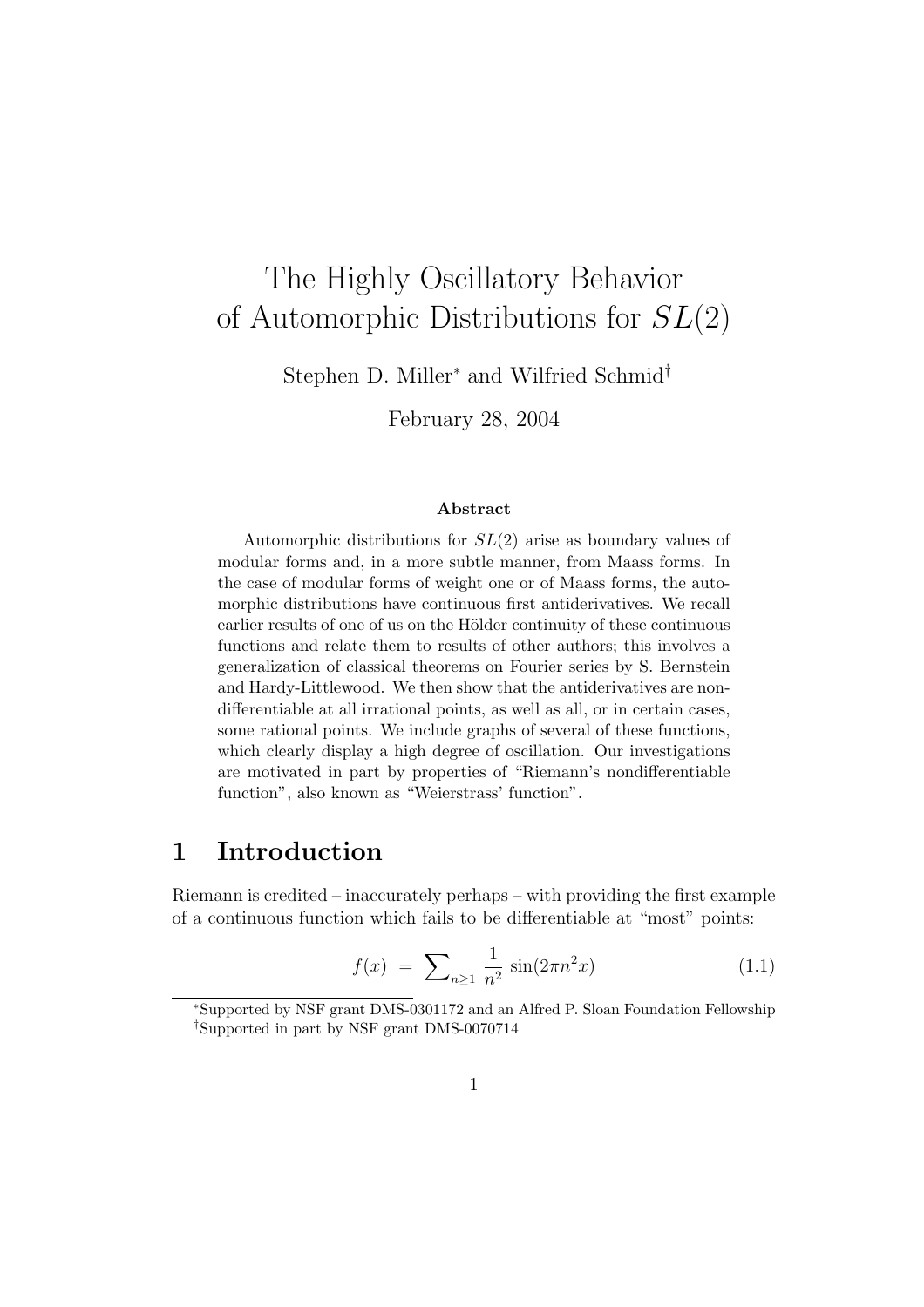# The Highly Oscillatory Behavior of Automorphic Distributions for $SL(2)$

Stephen D. Miller[*] and Wilfried Schmid[†]

February 28, 2004

**Abstract**

Automorphic distributions for $SL(2)$ arise as boundary values of modular forms and, in a more subtle manner, from Maass forms. In the case of modular forms of weight one or of Maass forms, the automorphic distributions have continuous first antiderivatives. We recall earlier results of one of us on the Hölder continuity of these continuous functions and relate them to results of other authors; this involves a generalization of classical theorems on Fourier series by S. Bernstein and Hardy-Littlewood. We then show that the antiderivatives are non-differentiable at all irrational points, as well as all, or in certain cases, some rational points. We include graphs of several of these functions, which clearly display a high degree of oscillation. Our investigations are motivated in part by properties of "Riemann's nondifferentiable function", also known as "Weierstrass' function".

## 1 Introduction

Riemann is credited – inaccurately perhaps – with providing the first example of a continuous function which fails to be differentiable at "most" points:

$$f(x) \;=\; \sum\nolimits_{n\geq 1} \frac{1}{n^2}\,\sin(2\pi n^2 x) \tag{1.1}$$

[*]Supported by NSF grant DMS-0301172 and an Alfred P. Sloan Foundation Fellowship

[†]Supported in part by NSF grant DMS-0070714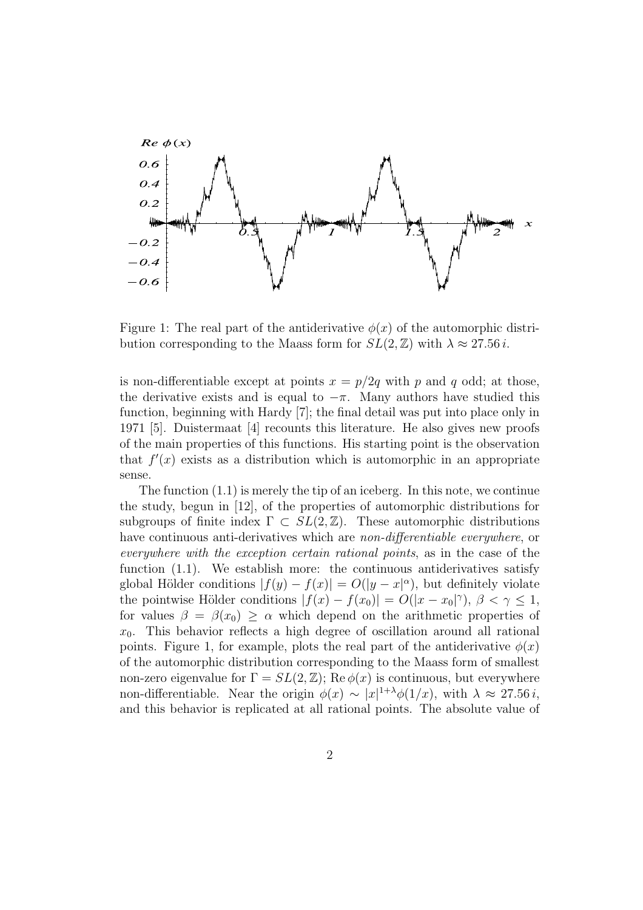Figure 1: The real part of the antiderivative $\phi(x)$ of the automorphic distribution corresponding to the Maass form for $SL(2,\mathbb{Z})$ with $\lambda \approx 27.56\, i$.

is non-differentiable except at points $x = p/2q$ with $p$ and $q$ odd; at those, the derivative exists and is equal to $-\pi$. Many authors have studied this function, beginning with Hardy [7]; the final detail was put into place only in 1971 [5]. Duistermaat [4] recounts this literature. He also gives new proofs of the main properties of this functions. His starting point is the observation that $f'(x)$ exists as a distribution which is automorphic in an appropriate sense.

The function (1.1) is merely the tip of an iceberg. In this note, we continue the study, begun in [12], of the properties of automorphic distributions for subgroups of finite index $\Gamma \subset SL(2,\mathbb{Z})$. These automorphic distributions have continuous anti-derivatives which are *non-differentiable everywhere*, or *everywhere with the exception certain rational points*, as in the case of the function (1.1). We establish more: the continuous antiderivatives satisfy global Hölder conditions $|f(y) - f(x)| = O(|y-x|^{\alpha})$, but definitely violate the pointwise Hölder conditions $|f(x) - f(x_0)| = O(|x - x_0|^{\gamma})$, $\beta < \gamma \le 1$, for values $\beta = \beta(x_0) \ge \alpha$ which depend on the arithmetic properties of $x_0$. This behavior reflects a high degree of oscillation around all rational points. Figure 1, for example, plots the real part of the antiderivative $\phi(x)$ of the automorphic distribution corresponding to the Maass form of smallest non-zero eigenvalue for $\Gamma = SL(2,\mathbb{Z})$; $\operatorname{Re}\phi(x)$ is continuous, but everywhere non-differentiable. Near the origin $\phi(x) \sim |x|^{1+\lambda}\phi(1/x)$, with $\lambda \approx 27.56\, i$, and this behavior is replicated at all rational points. The absolute value of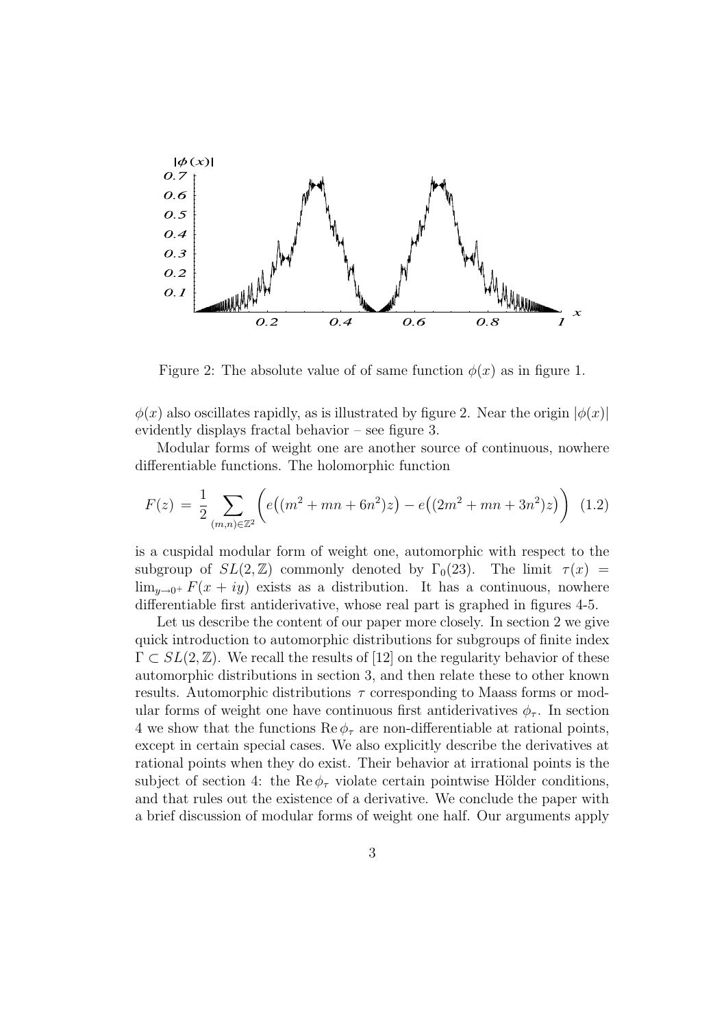Figure 2: The absolute value of of same function $\phi(x)$ as in figure 1.

$\phi(x)$ also oscillates rapidly, as is illustrated by figure 2. Near the origin $|\phi(x)|$ evidently displays fractal behavior – see figure 3.

Modular forms of weight one are another source of continuous, nowhere differentiable functions. The holomorphic function

$$F(z) \,=\, \frac{1}{2} \sum_{(m,n)\in\mathbb{Z}^2} \Big( e\big((m^2+mn+6n^2)z\big) - e\big((2m^2+mn+3n^2)z\big) \Big) \quad (1.2)$$

is a cuspidal modular form of weight one, automorphic with respect to the subgroup of $SL(2,\mathbb{Z})$ commonly denoted by $\Gamma_0(23)$. The limit $\tau(x) = \lim_{y\to 0^+} F(x+iy)$ exists as a distribution. It has a continuous, nowhere differentiable first antiderivative, whose real part is graphed in figures 4-5.

Let us describe the content of our paper more closely. In section 2 we give quick introduction to automorphic distributions for subgroups of finite index $\Gamma \subset SL(2,\mathbb{Z})$. We recall the results of [12] on the regularity behavior of these automorphic distributions in section 3, and then relate these to other known results. Automorphic distributions $\tau$ corresponding to Maass forms or modular forms of weight one have continuous first antiderivatives $\phi_\tau$. In section 4 we show that the functions $\operatorname{Re}\phi_\tau$ are non-differentiable at rational points, except in certain special cases. We also explicitly describe the derivatives at rational points when they do exist. Their behavior at irrational points is the subject of section 4: the $\operatorname{Re}\phi_\tau$ violate certain pointwise Hölder conditions, and that rules out the existence of a derivative. We conclude the paper with a brief discussion of modular forms of weight one half. Our arguments apply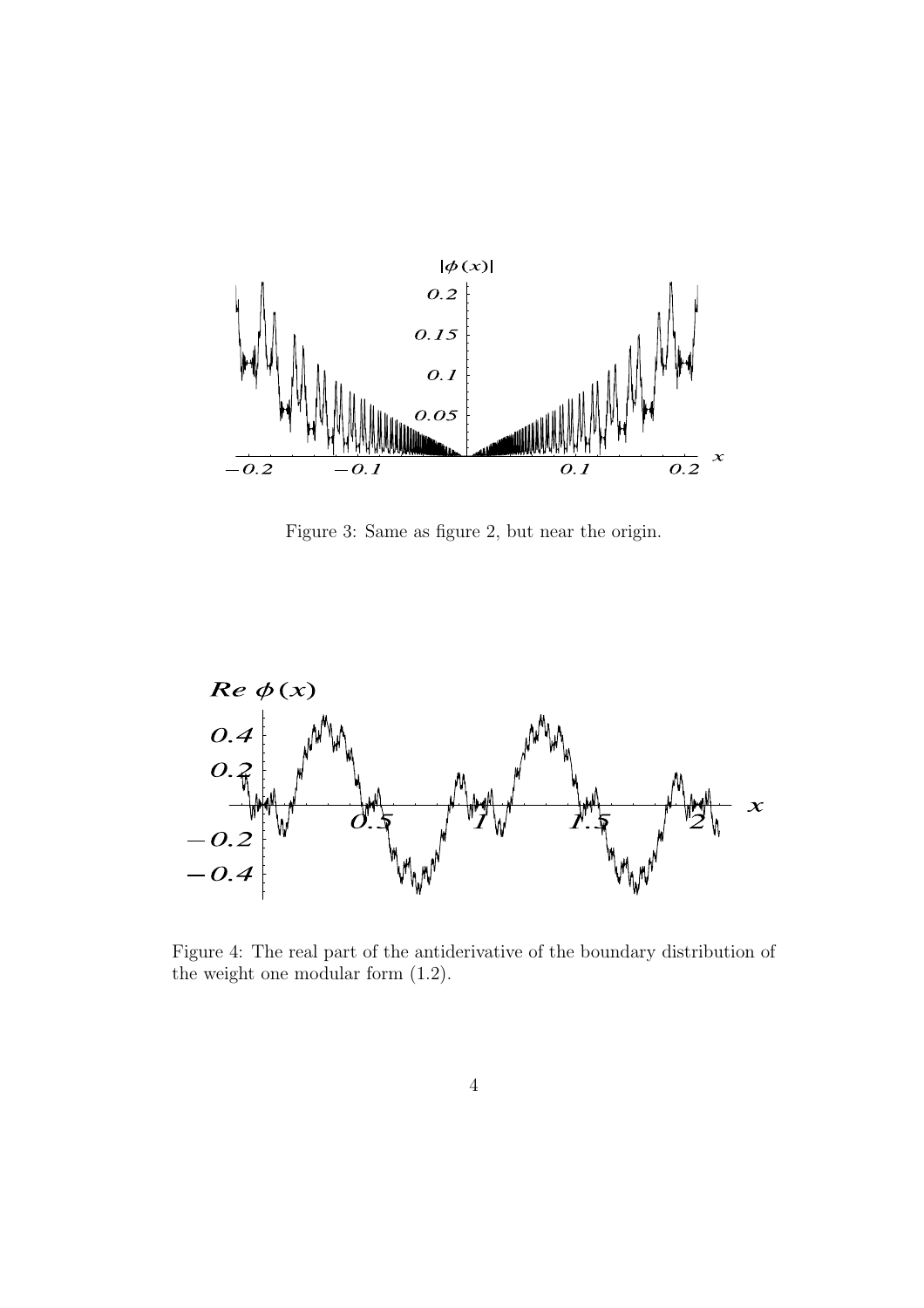Figure 3: Same as figure 2, but near the origin.

Figure 4: The real part of the antiderivative of the boundary distribution of the weight one modular form (1.2).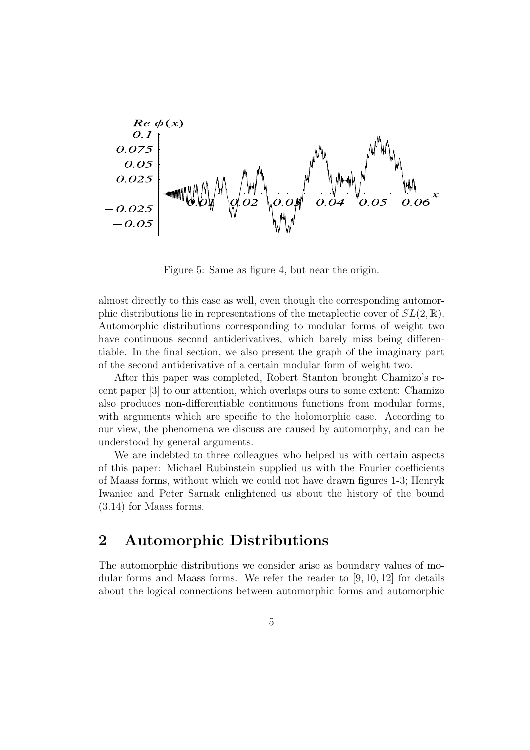Figure 5: Same as figure 4, but near the origin.

almost directly to this case as well, even though the corresponding automorphic distributions lie in representations of the metaplectic cover of $SL(2,\mathbb{R})$. Automorphic distributions corresponding to modular forms of weight two have continuous second antiderivatives, which barely miss being differentiable. In the final section, we also present the graph of the imaginary part of the second antiderivative of a certain modular form of weight two.

After this paper was completed, Robert Stanton brought Chamizo's recent paper [3] to our attention, which overlaps ours to some extent: Chamizo also produces non-differentiable continuous functions from modular forms, with arguments which are specific to the holomorphic case. According to our view, the phenomena we discuss are caused by automorphy, and can be understood by general arguments.

We are indebted to three colleagues who helped us with certain aspects of this paper: Michael Rubinstein supplied us with the Fourier coefficients of Maass forms, without which we could not have drawn figures 1-3; Henryk Iwaniec and Peter Sarnak enlightened us about the history of the bound (3.14) for Maass forms.

## 2 Automorphic Distributions

The automorphic distributions we consider arise as boundary values of modular forms and Maass forms. We refer the reader to [9, 10, 12] for details about the logical connections between automorphic forms and automorphic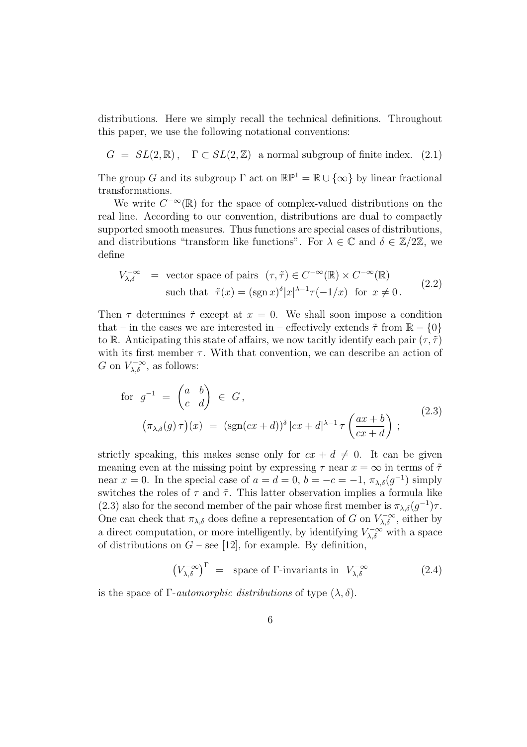distributions. Here we simply recall the technical definitions. Throughout this paper, we use the following notational conventions:

$$G \;=\; SL(2,\mathbb{R})\,, \quad \Gamma \subset SL(2,\mathbb{Z}) \;\text{ a normal subgroup of finite index.} \tag{2.1}$$

The group $G$ and its subgroup $\Gamma$ act on $\mathbb{RP}^1 = \mathbb{R} \cup \{\infty\}$ by linear fractional transformations.

We write $C^{-\infty}(\mathbb{R})$ for the space of complex-valued distributions on the real line. According to our convention, distributions are dual to compactly supported smooth measures. Thus functions are special cases of distributions, and distributions "transform like functions". For $\lambda \in \mathbb{C}$ and $\delta \in \mathbb{Z}/2\mathbb{Z}$, we define

$$\begin{aligned} V_{\lambda,\delta}^{-\infty} \;&=\; \text{vector space of pairs } \;(\tau,\tilde\tau) \in C^{-\infty}(\mathbb{R}) \times C^{-\infty}(\mathbb{R}) \\ &\quad\;\; \text{such that } \;\tilde\tau(x) = (\operatorname{sgn} x)^{\delta} |x|^{\lambda-1} \tau(-1/x) \;\text{ for } x \neq 0\,. \end{aligned} \tag{2.2}$$

Then $\tau$ determines $\tilde\tau$ except at $x = 0$. We shall soon impose a condition that – in the cases we are interested in – effectively extends $\tilde\tau$ from $\mathbb{R} - \{0\}$ to $\mathbb{R}$. Anticipating this state of affairs, we now tacitly identify each pair $(\tau,\tilde\tau)$ with its first member $\tau$. With that convention, we can describe an action of $G$ on $V_{\lambda,\delta}^{-\infty}$, as follows:

$$\begin{aligned} &\text{for } \; g^{-1} \;=\; \begin{pmatrix} a & b \\ c & d \end{pmatrix} \;\in\; G\,, \\ &\qquad \big(\pi_{\lambda,\delta}(g)\,\tau\big)(x) \;=\; (\operatorname{sgn}(cx+d))^{\delta}\,|cx+d|^{\lambda-1}\,\tau\left(\frac{ax+b}{cx+d}\right)\,; \end{aligned} \tag{2.3}$$

strictly speaking, this makes sense only for $cx + d \neq 0$. It can be given meaning even at the missing point by expressing $\tau$ near $x = \infty$ in terms of $\tilde\tau$ near $x = 0$. In the special case of $a = d = 0$, $b = -c = -1$, $\pi_{\lambda,\delta}(g^{-1})$ simply switches the roles of $\tau$ and $\tilde\tau$. This latter observation implies a formula like (2.3) also for the second member of the pair whose first member is $\pi_{\lambda,\delta}(g^{-1})\tau$. One can check that $\pi_{\lambda,\delta}$ does define a representation of $G$ on $V_{\lambda,\delta}^{-\infty}$, either by a direct computation, or more intelligently, by identifying $V_{\lambda,\delta}^{-\infty}$ with a space of distributions on $G$ – see [12], for example. By definition,

$$\big(V_{\lambda,\delta}^{-\infty}\big)^{\Gamma} \;=\; \text{ space of }\Gamma\text{-invariants in } \;V_{\lambda,\delta}^{-\infty} \tag{2.4}$$

is the space of $\Gamma$-*automorphic distributions* of type $(\lambda,\delta)$.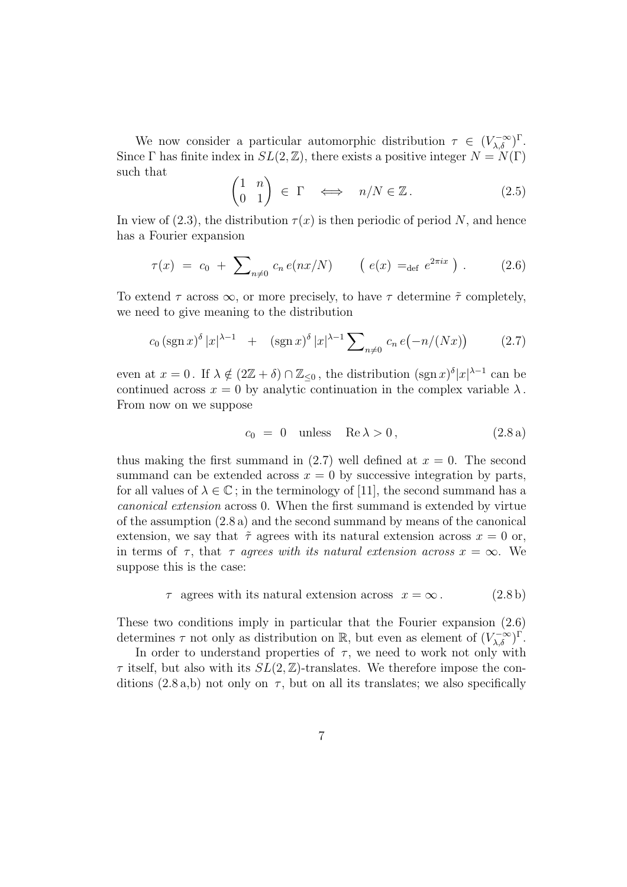We now consider a particular automorphic distribution $\tau \in (V_{\lambda,\delta}^{-\infty})^\Gamma$. Since $\Gamma$ has finite index in $SL(2,\mathbb{Z})$, there exists a positive integer $N = N(\Gamma)$ such that

$$\begin{pmatrix} 1 & n \\ 0 & 1 \end{pmatrix} \in \Gamma \quad \Longleftrightarrow \quad n/N \in \mathbb{Z}\,. \tag{2.5}$$

In view of (2.3), the distribution $\tau(x)$ is then periodic of period $N$, and hence has a Fourier expansion

$$\tau(x) \;=\; c_0 \;+\; \sum\nolimits_{n\neq 0} c_n\, e(nx/N) \qquad \big(\; e(x) =_{\text{def}} e^{2\pi i x} \;\big)\,. \tag{2.6}$$

To extend $\tau$ across $\infty$, or more precisely, to have $\tau$ determine $\tilde\tau$ completely, we need to give meaning to the distribution

$$c_0\,(\operatorname{sgn} x)^\delta\,|x|^{\lambda-1} \quad + \quad (\operatorname{sgn} x)^\delta\,|x|^{\lambda-1} \sum\nolimits_{n\neq 0} c_n\, e\big(-n/(Nx)\big) \tag{2.7}$$

even at $x = 0$. If $\lambda \notin (2\mathbb{Z}+\delta)\cap\mathbb{Z}_{\leq 0}$, the distribution $(\operatorname{sgn} x)^\delta |x|^{\lambda-1}$ can be continued across $x = 0$ by analytic continuation in the complex variable $\lambda$. From now on we suppose

$$c_0 \;=\; 0 \quad \text{unless} \quad \operatorname{Re}\lambda > 0\,, \tag{2.8 a}$$

thus making the first summand in (2.7) well defined at $x = 0$. The second summand can be extended across $x = 0$ by successive integration by parts, for all values of $\lambda \in \mathbb{C}$; in the terminology of [11], the second summand has a *canonical extension* across 0. When the first summand is extended by virtue of the assumption (2.8 a) and the second summand by means of the canonical extension, we say that $\tilde\tau$ agrees with its natural extension across $x = 0$ or, in terms of $\tau$, that $\tau$ *agrees with its natural extension across* $x = \infty$. We suppose this is the case:

$$\tau \;\; \text{agrees with its natural extension across} \;\; x = \infty\,. \tag{2.8 b}$$

These two conditions imply in particular that the Fourier expansion (2.6) determines $\tau$ not only as distribution on $\mathbb{R}$, but even as element of $(V_{\lambda,\delta}^{-\infty})^\Gamma$.

In order to understand properties of $\tau$, we need to work not only with $\tau$ itself, but also with its $SL(2,\mathbb{Z})$-translates. We therefore impose the conditions (2.8 a,b) not only on $\tau$, but on all its translates; we also specifically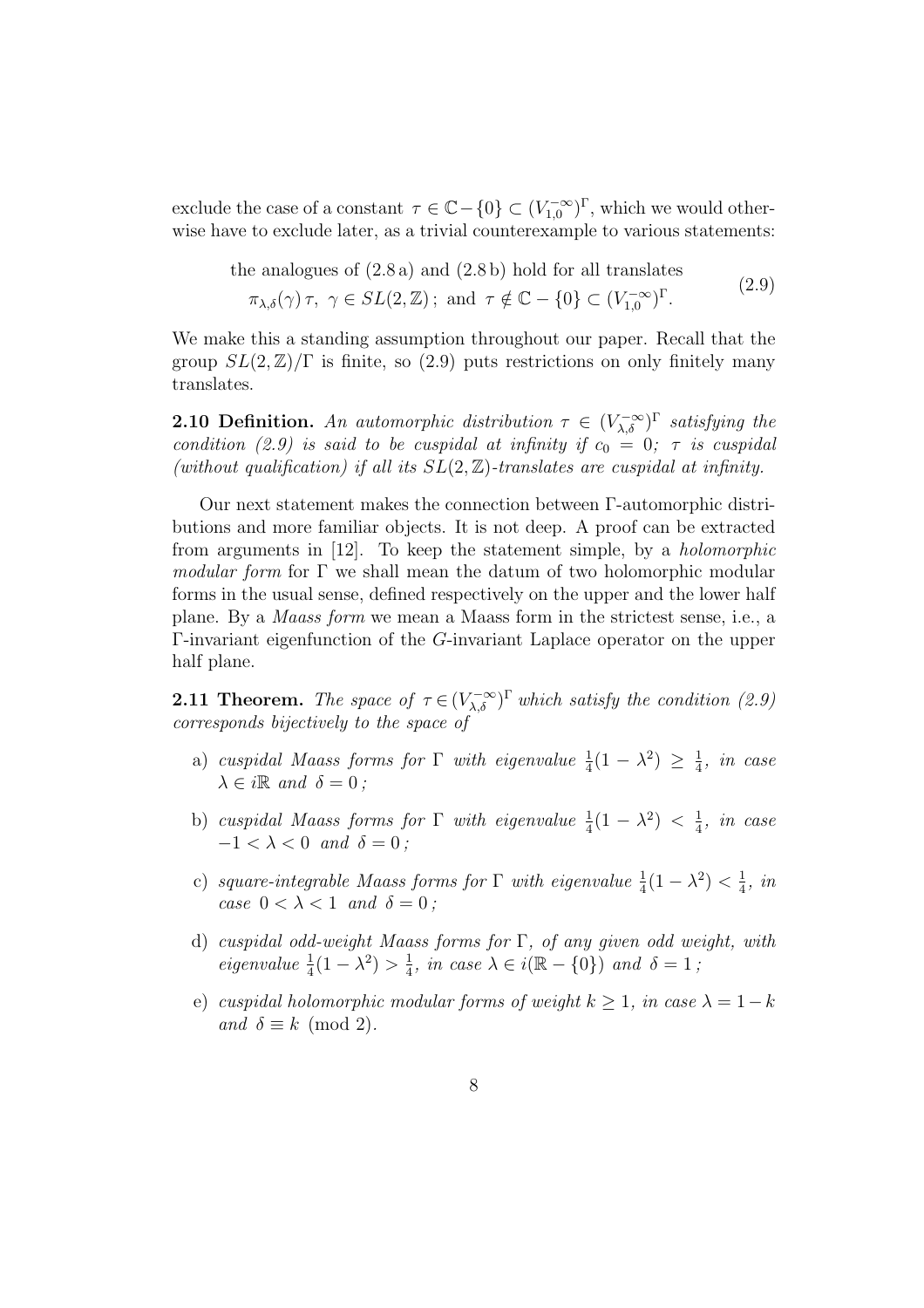exclude the case of a constant $\tau \in \mathbb{C} - \{0\} \subset (V_{1,0}^{-\infty})^\Gamma$, which we would otherwise have to exclude later, as a trivial counterexample to various statements:

$$\begin{aligned}&\text{the analogues of (2.8 a) and (2.8 b) hold for all translates}\\&\pi_{\lambda,\delta}(\gamma)\,\tau,\ \gamma \in SL(2,\mathbb{Z})\,;\ \text{and}\ \tau \notin \mathbb{C} - \{0\} \subset (V_{1,0}^{-\infty})^\Gamma.\end{aligned} \tag{2.9}$$

We make this a standing assumption throughout our paper. Recall that the group $SL(2,\mathbb{Z})/\Gamma$ is finite, so (2.9) puts restrictions on only finitely many translates.

**2.10 Definition.** *An automorphic distribution $\tau \in (V_{\lambda,\delta}^{-\infty})^\Gamma$ satisfying the condition (2.9) is said to be cuspidal at infinity if $c_0 = 0$; $\tau$ is cuspidal (without qualification) if all its $SL(2,\mathbb{Z})$-translates are cuspidal at infinity.*

Our next statement makes the connection between $\Gamma$-automorphic distributions and more familiar objects. It is not deep. A proof can be extracted from arguments in [12]. To keep the statement simple, by a *holomorphic modular form* for $\Gamma$ we shall mean the datum of two holomorphic modular forms in the usual sense, defined respectively on the upper and the lower half plane. By a *Maass form* we mean a Maass form in the strictest sense, i.e., a $\Gamma$-invariant eigenfunction of the $G$-invariant Laplace operator on the upper half plane.

**2.11 Theorem.** *The space of $\tau \in (V_{\lambda,\delta}^{-\infty})^\Gamma$ which satisfy the condition (2.9) corresponds bijectively to the space of*

- a) *cuspidal Maass forms for $\Gamma$ with eigenvalue $\frac{1}{4}(1-\lambda^2) \geq \frac{1}{4}$, in case $\lambda \in i\mathbb{R}$ and $\delta = 0$;*
- b) *cuspidal Maass forms for $\Gamma$ with eigenvalue $\frac{1}{4}(1-\lambda^2) < \frac{1}{4}$, in case $-1 < \lambda < 0$ and $\delta = 0$;*
- c) *square-integrable Maass forms for $\Gamma$ with eigenvalue $\frac{1}{4}(1-\lambda^2) < \frac{1}{4}$, in case $0 < \lambda < 1$ and $\delta = 0$;*
- d) *cuspidal odd-weight Maass forms for $\Gamma$, of any given odd weight, with eigenvalue $\frac{1}{4}(1-\lambda^2) > \frac{1}{4}$, in case $\lambda \in i(\mathbb{R} - \{0\})$ and $\delta = 1$;*
- e) *cuspidal holomorphic modular forms of weight $k \geq 1$, in case $\lambda = 1-k$ and $\delta \equiv k \pmod 2$.*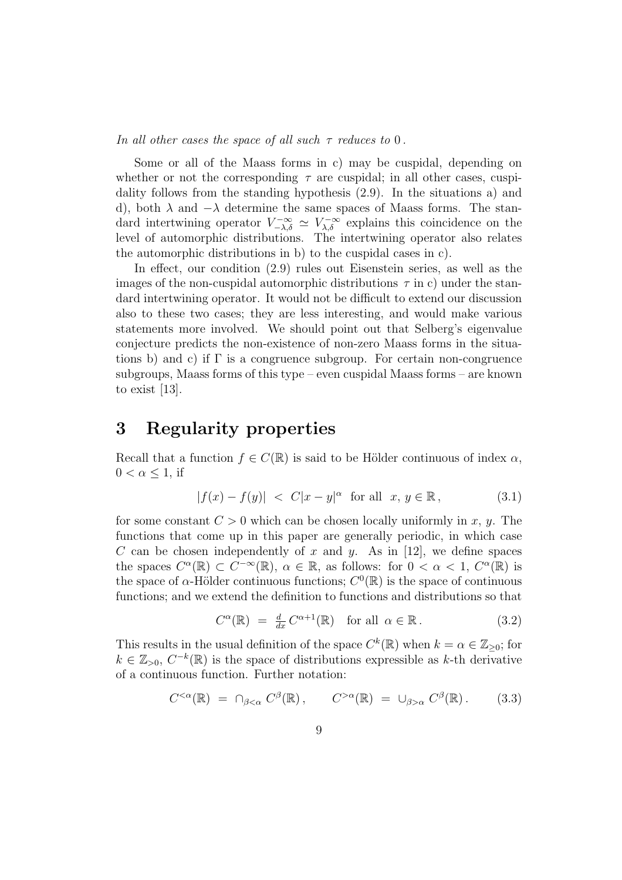*In all other cases the space of all such $\tau$ reduces to* $0$ .

Some or all of the Maass forms in c) may be cuspidal, depending on whether or not the corresponding $\tau$ are cuspidal; in all other cases, cuspidality follows from the standing hypothesis (2.9). In the situations a) and d), both $\lambda$ and $-\lambda$ determine the same spaces of Maass forms. The standard intertwining operator $V^{-\infty}_{-\lambda,\delta} \simeq V^{-\infty}_{\lambda,\delta}$ explains this coincidence on the level of automorphic distributions. The intertwining operator also relates the automorphic distributions in b) to the cuspidal cases in c).

In effect, our condition (2.9) rules out Eisenstein series, as well as the images of the non-cuspidal automorphic distributions $\tau$ in c) under the standard intertwining operator. It would not be difficult to extend our discussion also to these two cases; they are less interesting, and would make various statements more involved. We should point out that Selberg's eigenvalue conjecture predicts the non-existence of non-zero Maass forms in the situations b) and c) if $\Gamma$ is a congruence subgroup. For certain non-congruence subgroups, Maass forms of this type – even cuspidal Maass forms – are known to exist [13].

# 3 Regularity properties

Recall that a function $f \in C(\mathbb{R})$ is said to be Hölder continuous of index $\alpha$, $0 < \alpha \leq 1$, if

$$|f(x) - f(y)| \; < \; C|x-y|^\alpha \quad \text{for all} \;\; x,\, y \in \mathbb{R}\,, \tag{3.1}$$

for some constant $C > 0$ which can be chosen locally uniformly in $x$, $y$. The functions that come up in this paper are generally periodic, in which case $C$ can be chosen independently of $x$ and $y$. As in [12], we define spaces the spaces $C^\alpha(\mathbb{R}) \subset C^{-\infty}(\mathbb{R})$, $\alpha \in \mathbb{R}$, as follows: for $0 < \alpha < 1$, $C^\alpha(\mathbb{R})$ is the space of $\alpha$-Hölder continuous functions; $C^0(\mathbb{R})$ is the space of continuous functions; and we extend the definition to functions and distributions so that

$$C^\alpha(\mathbb{R}) \; = \; \tfrac{d}{dx}\, C^{\alpha+1}(\mathbb{R}) \quad \text{for all} \;\; \alpha \in \mathbb{R}\,. \tag{3.2}$$

This results in the usual definition of the space $C^k(\mathbb{R})$ when $k = \alpha \in \mathbb{Z}_{\geq 0}$; for $k \in \mathbb{Z}_{>0}$, $C^{-k}(\mathbb{R})$ is the space of distributions expressible as $k$-th derivative of a continuous function. Further notation:

$$C^{<\alpha}(\mathbb{R}) \; = \; \cap_{\beta<\alpha}\, C^\beta(\mathbb{R})\,, \qquad C^{>\alpha}(\mathbb{R}) \; = \; \cup_{\beta>\alpha}\, C^\beta(\mathbb{R})\,. \tag{3.3}$$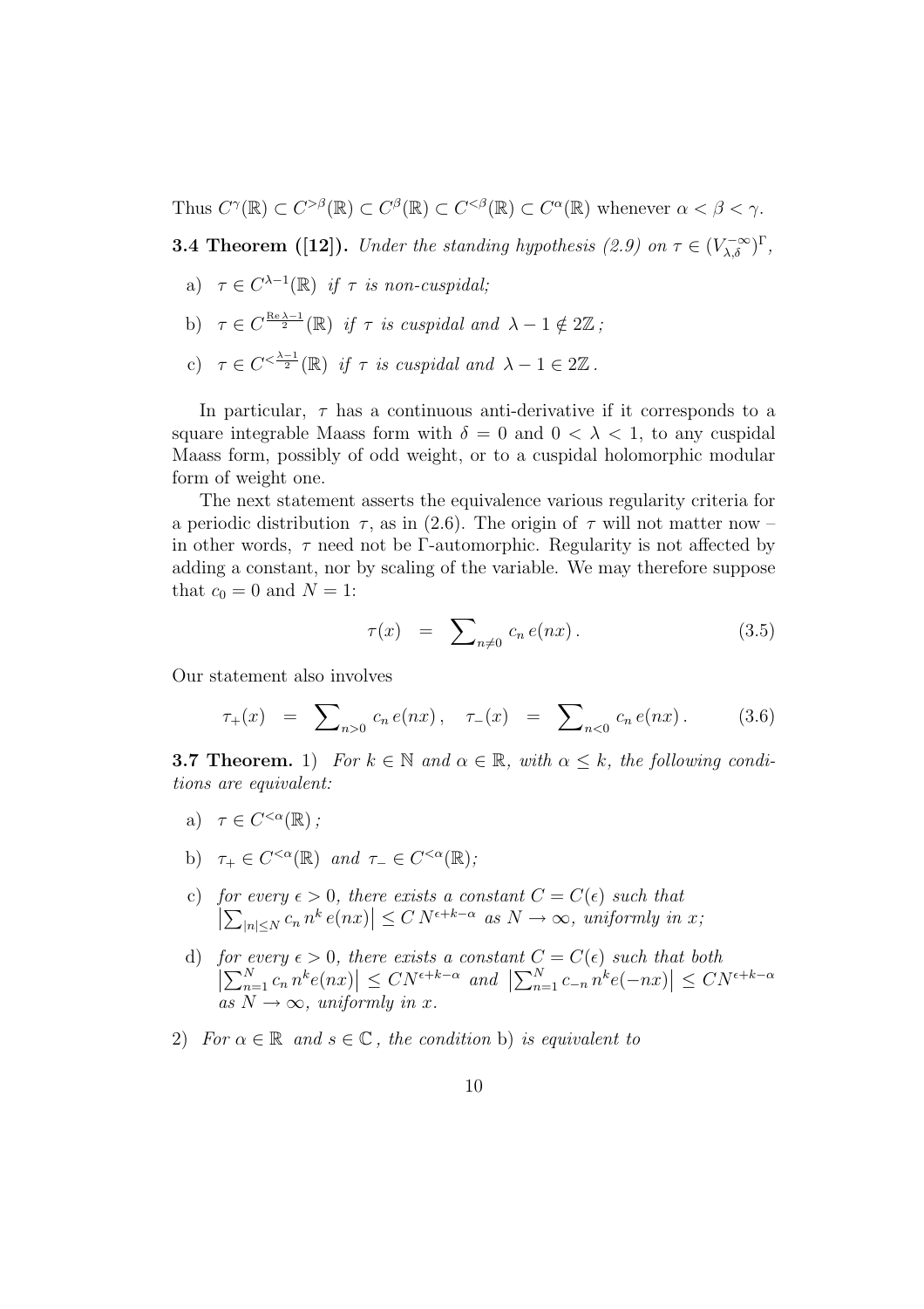Thus $C^{\gamma}(\mathbb{R}) \subset C^{>\beta}(\mathbb{R}) \subset C^{\beta}(\mathbb{R}) \subset C^{<\beta}(\mathbb{R}) \subset C^{\alpha}(\mathbb{R})$ whenever $\alpha < \beta < \gamma$.

**3.4 Theorem ([12]).** *Under the standing hypothesis (2.9) on $\tau \in (V_{\lambda,\delta}^{-\infty})^{\Gamma}$,*

a) $\tau \in C^{\lambda-1}(\mathbb{R})$ *if $\tau$ is non-cuspidal;*

b) $\tau \in C^{\frac{\operatorname{Re}\lambda-1}{2}}(\mathbb{R})$ *if $\tau$ is cuspidal and $\lambda - 1 \notin 2\mathbb{Z}$ ;*

c) $\tau \in C^{<\frac{\lambda-1}{2}}(\mathbb{R})$ *if $\tau$ is cuspidal and $\lambda - 1 \in 2\mathbb{Z}$ .*

In particular, $\tau$ has a continuous anti-derivative if it corresponds to a square integrable Maass form with $\delta = 0$ and $0 < \lambda < 1$, to any cuspidal Maass form, possibly of odd weight, or to a cuspidal holomorphic modular form of weight one.

The next statement asserts the equivalence various regularity criteria for a periodic distribution $\tau$, as in (2.6). The origin of $\tau$ will not matter now – in other words, $\tau$ need not be $\Gamma$-automorphic. Regularity is not affected by adding a constant, nor by scaling of the variable. We may therefore suppose that $c_0 = 0$ and $N = 1$:

$$\tau(x) \quad = \quad \sum\nolimits_{n \neq 0} c_n \, e(nx) \, . \tag{3.5}$$

Our statement also involves

$$\tau_+(x) \quad = \quad \sum\nolimits_{n>0} c_n \, e(nx) \, , \quad \tau_-(x) \quad = \quad \sum\nolimits_{n<0} c_n \, e(nx) \, . \tag{3.6}$$

**3.7 Theorem.** 1) *For $k \in \mathbb{N}$ and $\alpha \in \mathbb{R}$, with $\alpha \leq k$, the following conditions are equivalent:*

a) $\tau \in C^{<\alpha}(\mathbb{R})$ *;*

b) $\tau_+ \in C^{<\alpha}(\mathbb{R})$ *and* $\tau_- \in C^{<\alpha}(\mathbb{R})$*;*

c) *for every $\epsilon > 0$, there exists a constant $C = C(\epsilon)$ such that* $\left|\sum_{|n|\leq N} c_n \, n^k \, e(nx)\right| \leq C \, N^{\epsilon+k-\alpha}$ *as $N \to \infty$, uniformly in $x$;*

d) *for every $\epsilon > 0$, there exists a constant $C = C(\epsilon)$ such that both* $\left|\sum_{n=1}^{N} c_n \, n^k e(nx)\right| \leq CN^{\epsilon+k-\alpha}$ *and* $\left|\sum_{n=1}^{N} c_{-n} \, n^k e(-nx)\right| \leq CN^{\epsilon+k-\alpha}$ *as $N \to \infty$, uniformly in $x$.*

2) *For $\alpha \in \mathbb{R}$ and $s \in \mathbb{C}$, the condition* b) *is equivalent to*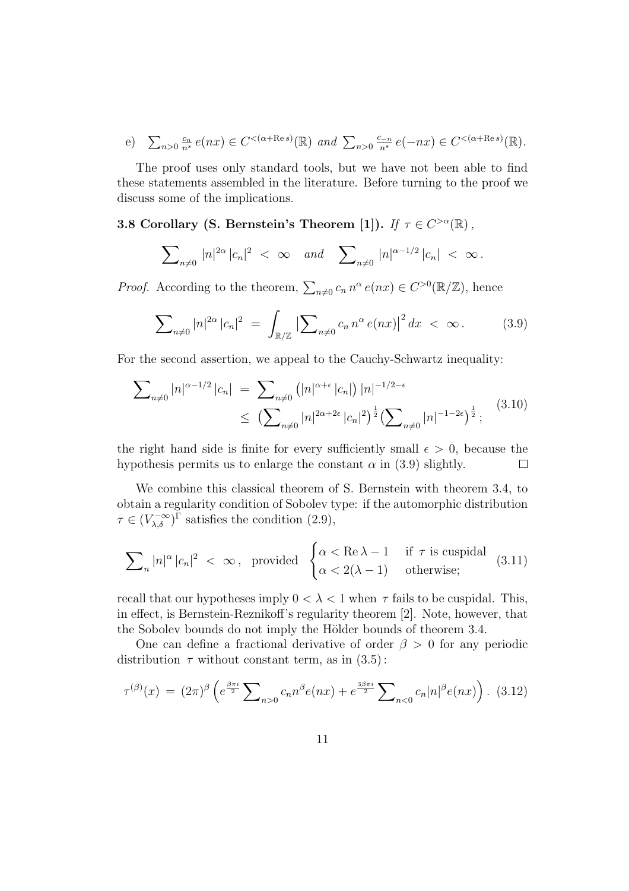e) $\sum_{n>0} \frac{c_n}{n^s}\, e(nx) \in C^{<(\alpha+\operatorname{Re} s)}(\mathbb{R})$ *and* $\sum_{n>0} \frac{c_{-n}}{n^s}\, e(-nx) \in C^{<(\alpha+\operatorname{Re} s)}(\mathbb{R})$.

The proof uses only standard tools, but we have not been able to find these statements assembled in the literature. Before turning to the proof we discuss some of the implications.

**3.8 Corollary (S. Bernstein's Theorem [1]).** *If* $\tau \in C^{>\alpha}(\mathbb{R})$,

$$\sum\nolimits_{n\neq 0} |n|^{2\alpha}\, |c_n|^2 \;<\; \infty \quad \text{and} \quad \sum\nolimits_{n\neq 0} |n|^{\alpha-1/2}\, |c_n| \;<\; \infty\,.$$

*Proof.* According to the theorem, $\sum_{n\neq 0} c_n\, n^\alpha\, e(nx) \in C^{>0}(\mathbb{R}/\mathbb{Z})$, hence

$$\sum\nolimits_{n\neq 0} |n|^{2\alpha}\, |c_n|^2 \;=\; \int_{\mathbb{R}/\mathbb{Z}} \big|\sum\nolimits_{n\neq 0} c_n\, n^\alpha\, e(nx)\big|^2\, dx \;<\; \infty\,. \tag{3.9}$$

For the second assertion, we appeal to the Cauchy-Schwartz inequality:

$$\begin{aligned} \sum\nolimits_{n\neq 0} |n|^{\alpha-1/2}\, |c_n| \;&=\; \sum\nolimits_{n\neq 0} \big(|n|^{\alpha+\epsilon}\, |c_n|\big)\, |n|^{-1/2-\epsilon} \\ &\leq\; \big(\sum\nolimits_{n\neq 0} |n|^{2\alpha+2\epsilon}\, |c_n|^2\big)^{\frac{1}{2}} \big(\sum\nolimits_{n\neq 0} |n|^{-1-2\epsilon}\big)^{\frac{1}{2}}\,; \end{aligned} \tag{3.10}$$

the right hand side is finite for every sufficiently small $\epsilon > 0$, because the hypothesis permits us to enlarge the constant $\alpha$ in (3.9) slightly. $\square$

We combine this classical theorem of S. Bernstein with theorem 3.4, to obtain a regularity condition of Sobolev type: if the automorphic distribution $\tau \in (V_{\lambda,\delta}^{-\infty})^\Gamma$ satisfies the condition (2.9),

$$\sum\nolimits_n |n|^\alpha\, |c_n|^2 \;<\; \infty\,, \quad \text{provided} \quad \begin{cases} \alpha < \operatorname{Re}\lambda - 1 & \text{if } \tau \text{ is cuspidal} \\ \alpha < 2(\lambda - 1) & \text{otherwise;} \end{cases} \tag{3.11}$$

recall that our hypotheses imply $0 < \lambda < 1$ when $\tau$ fails to be cuspidal. This, in effect, is Bernstein-Reznikoff's regularity theorem [2]. Note, however, that the Sobolev bounds do not imply the Hölder bounds of theorem 3.4.

One can define a fractional derivative of order $\beta > 0$ for any periodic distribution $\tau$ without constant term, as in (3.5):

$$\tau^{(\beta)}(x) \;=\; (2\pi)^\beta \Big(e^{\frac{\beta\pi i}{2}} \sum\nolimits_{n>0} c_n n^\beta e(nx) + e^{\frac{3\beta\pi i}{2}} \sum\nolimits_{n<0} c_n |n|^\beta e(nx)\Big)\,. \tag{3.12}$$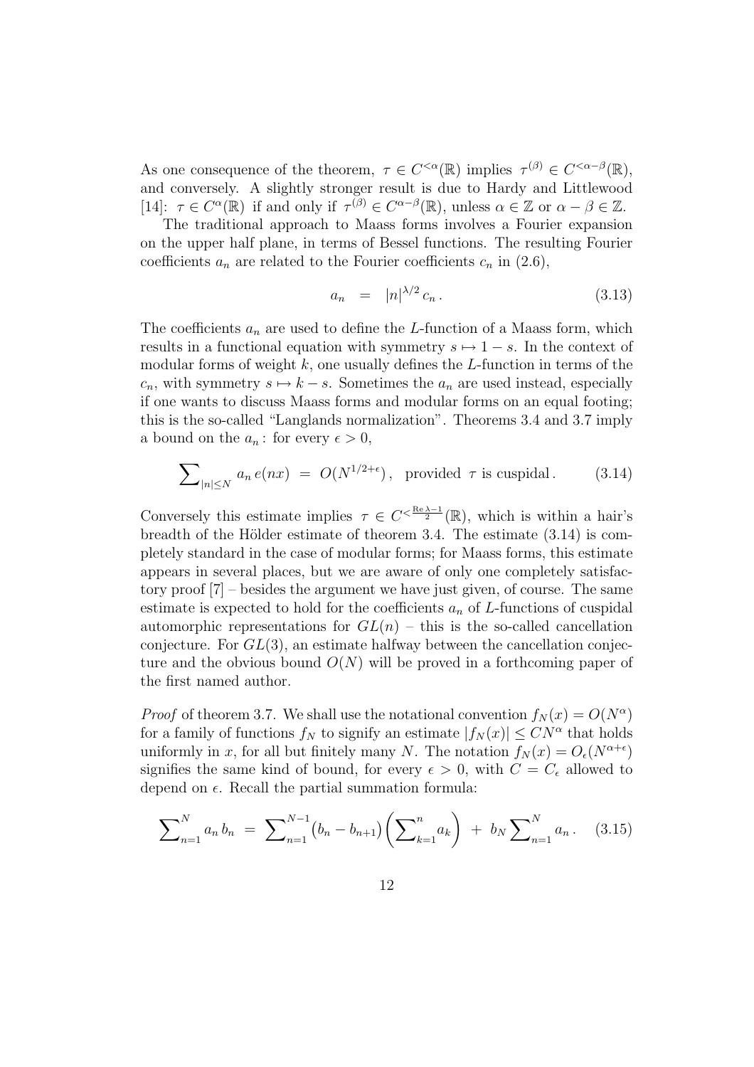As one consequence of the theorem, $\tau \in C^{<\alpha}(\mathbb{R})$ implies $\tau^{(\beta)} \in C^{<\alpha-\beta}(\mathbb{R})$, and conversely. A slightly stronger result is due to Hardy and Littlewood [14]: $\tau \in C^{\alpha}(\mathbb{R})$ if and only if $\tau^{(\beta)} \in C^{\alpha-\beta}(\mathbb{R})$, unless $\alpha \in \mathbb{Z}$ or $\alpha - \beta \in \mathbb{Z}$.

The traditional approach to Maass forms involves a Fourier expansion on the upper half plane, in terms of Bessel functions. The resulting Fourier coefficients $a_n$ are related to the Fourier coefficients $c_n$ in (2.6),

$$a_n \;\;=\;\; |n|^{\lambda/2}\, c_n\,. \tag{3.13}$$

The coefficients $a_n$ are used to define the $L$-function of a Maass form, which results in a functional equation with symmetry $s \mapsto 1-s$. In the context of modular forms of weight $k$, one usually defines the $L$-function in terms of the $c_n$, with symmetry $s \mapsto k-s$. Sometimes the $a_n$ are used instead, especially if one wants to discuss Maass forms and modular forms on an equal footing; this is the so-called "Langlands normalization". Theorems 3.4 and 3.7 imply a bound on the $a_n$: for every $\epsilon > 0$,

$$\sum\nolimits_{|n|\leq N} a_n\, e(nx) \;=\; O(N^{1/2+\epsilon})\,, \quad \text{provided } \tau \text{ is cuspidal}\,. \tag{3.14}$$

Conversely this estimate implies $\tau \in C^{<\frac{\operatorname{Re}\lambda - 1}{2}}(\mathbb{R})$, which is within a hair's breadth of the Hölder estimate of theorem 3.4. The estimate (3.14) is completely standard in the case of modular forms; for Maass forms, this estimate appears in several places, but we are aware of only one completely satisfactory proof [7] – besides the argument we have just given, of course. The same estimate is expected to hold for the coefficients $a_n$ of $L$-functions of cuspidal automorphic representations for $GL(n)$ – this is the so-called cancellation conjecture. For $GL(3)$, an estimate halfway between the cancellation conjecture and the obvious bound $O(N)$ will be proved in a forthcoming paper of the first named author.

*Proof* of theorem 3.7. We shall use the notational convention $f_N(x) = O(N^{\alpha})$ for a family of functions $f_N$ to signify an estimate $|f_N(x)| \leq CN^{\alpha}$ that holds uniformly in $x$, for all but finitely many $N$. The notation $f_N(x) = O_{\epsilon}(N^{\alpha+\epsilon})$ signifies the same kind of bound, for every $\epsilon > 0$, with $C = C_{\epsilon}$ allowed to depend on $\epsilon$. Recall the partial summation formula:

$$\sum\nolimits_{n=1}^{N} a_n\, b_n \;=\; \sum\nolimits_{n=1}^{N-1} \bigl(b_n - b_{n+1}\bigr) \left( \sum\nolimits_{k=1}^{n} a_k \right) \;+\; b_N \sum\nolimits_{n=1}^{N} a_n\,. \tag{3.15}$$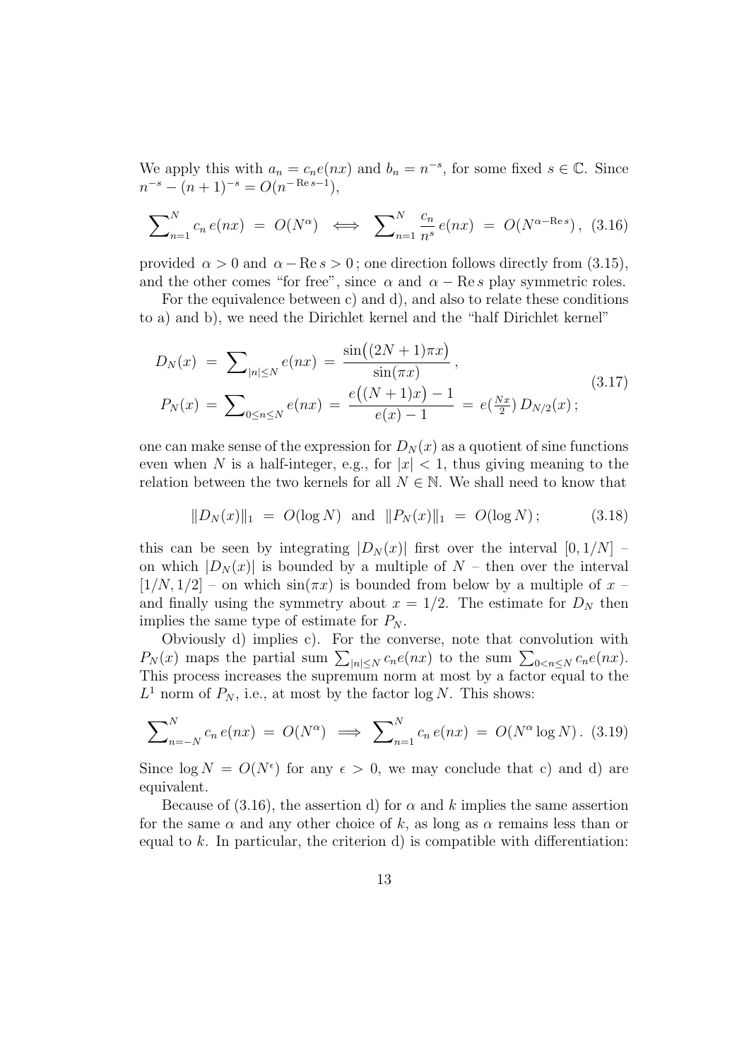We apply this with $a_n = c_n e(nx)$ and $b_n = n^{-s}$, for some fixed $s \in \mathbb{C}$. Since $n^{-s} - (n+1)^{-s} = O(n^{-\operatorname{Re} s - 1})$,

$$\sum_{n=1}^{N} c_n\, e(nx) \;=\; O(N^{\alpha}) \iff \sum_{n=1}^{N} \frac{c_n}{n^s}\, e(nx) \;=\; O(N^{\alpha - \operatorname{Re} s}), \quad (3.16)$$

provided $\alpha > 0$ and $\alpha - \operatorname{Re} s > 0$; one direction follows directly from (3.15), and the other comes "for free", since $\alpha$ and $\alpha - \operatorname{Re} s$ play symmetric roles.

For the equivalence between c) and d), and also to relate these conditions to a) and b), we need the Dirichlet kernel and the "half Dirichlet kernel"

$$\begin{aligned} D_N(x) \;&=\; \sum_{|n|\le N} e(nx) \;=\; \frac{\sin\big((2N+1)\pi x\big)}{\sin(\pi x)}\,, \\ P_N(x) \;&=\; \sum_{0\le n\le N} e(nx) \;=\; \frac{e\big((N+1)x\big) - 1}{e(x) - 1} \;=\; e(\tfrac{Nx}{2})\, D_{N/2}(x)\,; \end{aligned} \quad (3.17)$$

one can make sense of the expression for $D_N(x)$ as a quotient of sine functions even when $N$ is a half-integer, e.g., for $|x| < 1$, thus giving meaning to the relation between the two kernels for all $N \in \mathbb{N}$. We shall need to know that

$$\|D_N(x)\|_1 \;=\; O(\log N) \quad \text{and} \quad \|P_N(x)\|_1 \;=\; O(\log N)\,; \quad (3.18)$$

this can be seen by integrating $|D_N(x)|$ first over the interval $[0, 1/N]$ – on which $|D_N(x)|$ is bounded by a multiple of $N$ – then over the interval $[1/N, 1/2]$ – on which $\sin(\pi x)$ is bounded from below by a multiple of $x$ – and finally using the symmetry about $x = 1/2$. The estimate for $D_N$ then implies the same type of estimate for $P_N$.

Obviously d) implies c). For the converse, note that convolution with $P_N(x)$ maps the partial sum $\sum_{|n|\le N} c_n e(nx)$ to the sum $\sum_{0<n\le N} c_n e(nx)$. This process increases the supremum norm at most by a factor equal to the $L^1$ norm of $P_N$, i.e., at most by the factor $\log N$. This shows:

$$\sum_{n=-N}^{N} c_n\, e(nx) \;=\; O(N^{\alpha}) \implies \sum_{n=1}^{N} c_n\, e(nx) \;=\; O(N^{\alpha}\log N)\,. \quad (3.19)$$

Since $\log N = O(N^{\epsilon})$ for any $\epsilon > 0$, we may conclude that c) and d) are equivalent.

Because of (3.16), the assertion d) for $\alpha$ and $k$ implies the same assertion for the same $\alpha$ and any other choice of $k$, as long as $\alpha$ remains less than or equal to $k$. In particular, the criterion d) is compatible with differentiation: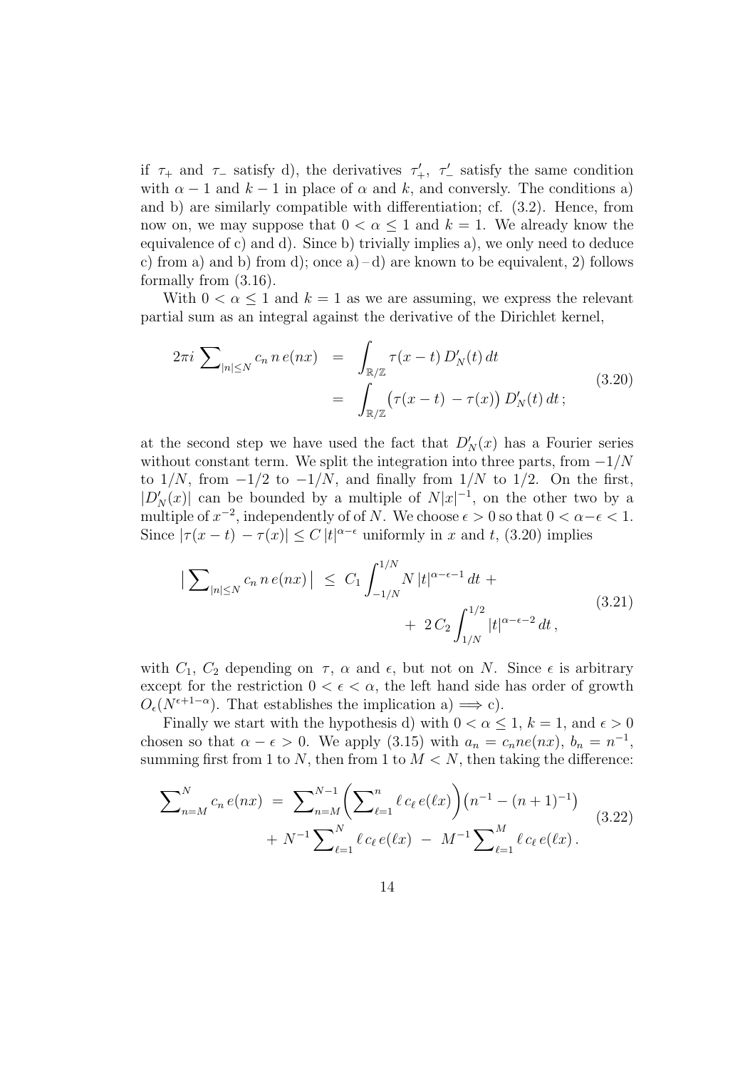if $\tau_+$ and $\tau_-$ satisfy d), the derivatives $\tau_+'$, $\tau_-'$ satisfy the same condition with $\alpha - 1$ and $k-1$ in place of $\alpha$ and $k$, and conversly. The conditions a) and b) are similarly compatible with differentiation; cf. (3.2). Hence, from now on, we may suppose that $0 < \alpha \leq 1$ and $k = 1$. We already know the equivalence of c) and d). Since b) trivially implies a), we only need to deduce c) from a) and b) from d); once a) – d) are known to be equivalent, 2) follows formally from (3.16).

With $0 < \alpha \leq 1$ and $k = 1$ as we are assuming, we express the relevant partial sum as an integral against the derivative of the Dirichlet kernel,

$$
\begin{aligned}
2\pi i \sum\nolimits_{|n|\leq N} c_n \, n \, e(nx) \;&=\; \int_{\mathbb{R}/\mathbb{Z}} \tau(x-t)\, D_N'(t)\, dt \\
&=\; \int_{\mathbb{R}/\mathbb{Z}} \big(\tau(x-t) \,-\, \tau(x)\big)\, D_N'(t)\, dt\,;
\end{aligned}
\tag{3.20}
$$

at the second step we have used the fact that $D_N'(x)$ has a Fourier series without constant term. We split the integration into three parts, from $-1/N$ to $1/N$, from $-1/2$ to $-1/N$, and finally from $1/N$ to $1/2$. On the first, $|D_N'(x)|$ can be bounded by a multiple of $N|x|^{-1}$, on the other two by a multiple of $x^{-2}$, independently of of $N$. We choose $\epsilon > 0$ so that $0 < \alpha - \epsilon < 1$. Since $|\tau(x-t) - \tau(x)| \leq C\, |t|^{\alpha-\epsilon}$ uniformly in $x$ and $t$, (3.20) implies

$$
\begin{aligned}
\big|\sum\nolimits_{|n|\leq N} c_n \, n\, e(nx)\big| \;\leq\; C_1 \int_{-1/N}^{1/N} N\, |t|^{\alpha-\epsilon-1}\, dt \;+ \\
+\; 2\, C_2 \int_{1/N}^{1/2} |t|^{\alpha-\epsilon-2}\, dt\,,
\end{aligned}
\tag{3.21}
$$

with $C_1$, $C_2$ depending on $\tau$, $\alpha$ and $\epsilon$, but not on $N$. Since $\epsilon$ is arbitrary except for the restriction $0 < \epsilon < \alpha$, the left hand side has order of growth $O_\epsilon(N^{\epsilon+1-\alpha})$. That establishes the implication a) $\Longrightarrow$ c).

Finally we start with the hypothesis d) with $0 < \alpha \leq 1$, $k = 1$, and $\epsilon > 0$ chosen so that $\alpha - \epsilon > 0$. We apply (3.15) with $a_n = c_n n e(nx)$, $b_n = n^{-1}$, summing first from 1 to $N$, then from 1 to $M < N$, then taking the difference:

$$
\begin{aligned}
\sum\nolimits_{n=M}^{N} c_n \, e(nx) \;=\; \sum\nolimits_{n=M}^{N-1} \bigg( \sum\nolimits_{\ell=1}^{n} \ell \, c_\ell \, e(\ell x) \bigg) \big(n^{-1} - (n+1)^{-1}\big) \\
+\; N^{-1} \sum\nolimits_{\ell=1}^{N} \ell \, c_\ell \, e(\ell x) \;-\; M^{-1} \sum\nolimits_{\ell=1}^{M} \ell \, c_\ell \, e(\ell x)\,.
\end{aligned}
\tag{3.22}
$$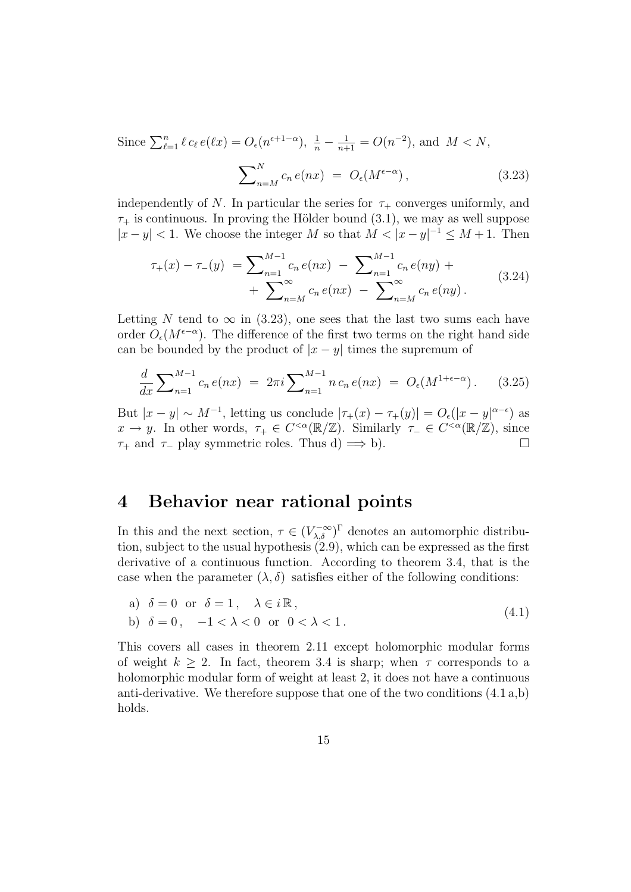Since $\sum_{\ell=1}^n \ell\, c_\ell\, e(\ell x) = O_\epsilon(n^{\epsilon+1-\alpha})$, $\frac{1}{n} - \frac{1}{n+1} = O(n^{-2})$, and $M < N$,

$$\sum\nolimits_{n=M}^{N} c_n\, e(nx) \;=\; O_\epsilon(M^{\epsilon-\alpha})\,, \tag{3.23}$$

independently of $N$. In particular the series for $\tau_+$ converges uniformly, and $\tau_+$ is continuous. In proving the Hölder bound (3.1), we may as well suppose $|x-y| < 1$. We choose the integer $M$ so that $M < |x-y|^{-1} \leq M+1$. Then

$$\begin{aligned}\tau_+(x) - \tau_-(y) \;&=\; \sum\nolimits_{n=1}^{M-1} c_n\, e(nx) \;-\; \sum\nolimits_{n=1}^{M-1} c_n\, e(ny) \;+ \\ &\quad+\; \sum\nolimits_{n=M}^{\infty} c_n\, e(nx) \;-\; \sum\nolimits_{n=M}^{\infty} c_n\, e(ny)\,.\end{aligned} \tag{3.24}$$

Letting $N$ tend to $\infty$ in (3.23), one sees that the last two sums each have order $O_\epsilon(M^{\epsilon-\alpha})$. The difference of the first two terms on the right hand side can be bounded by the product of $|x-y|$ times the supremum of

$$\frac{d}{dx}\sum\nolimits_{n=1}^{M-1} c_n\, e(nx) \;=\; 2\pi i \sum\nolimits_{n=1}^{M-1} n\, c_n\, e(nx) \;=\; O_\epsilon(M^{1+\epsilon-\alpha})\,. \tag{3.25}$$

But $|x-y| \sim M^{-1}$, letting us conclude $|\tau_+(x) - \tau_+(y)| = O_\epsilon(|x-y|^{\alpha-\epsilon})$ as $x \to y$. In other words, $\tau_+ \in C^{<\alpha}(\mathbb{R}/\mathbb{Z})$. Similarly $\tau_- \in C^{<\alpha}(\mathbb{R}/\mathbb{Z})$, since $\tau_+$ and $\tau_-$ play symmetric roles. Thus d) $\Longrightarrow$ b). $\square$

# 4 Behavior near rational points

In this and the next section, $\tau \in (V_{\lambda,\delta}^{-\infty})^\Gamma$ denotes an automorphic distribution, subject to the usual hypothesis (2.9), which can be expressed as the first derivative of a continuous function. According to theorem 3.4, that is the case when the parameter $(\lambda,\delta)$ satisfies either of the following conditions:

$$\begin{aligned}&\text{a)}\;\; \delta = 0 \;\text{ or }\; \delta = 1\,, \quad \lambda \in i\,\mathbb{R}\,, \\ &\text{b)}\;\; \delta = 0\,, \quad -1 < \lambda < 0 \;\text{ or }\; 0 < \lambda < 1\,.\end{aligned} \tag{4.1}$$

This covers all cases in theorem 2.11 except holomorphic modular forms of weight $k \geq 2$. In fact, theorem 3.4 is sharp; when $\tau$ corresponds to a holomorphic modular form of weight at least 2, it does not have a continuous anti-derivative. We therefore suppose that one of the two conditions (4.1 a,b) holds.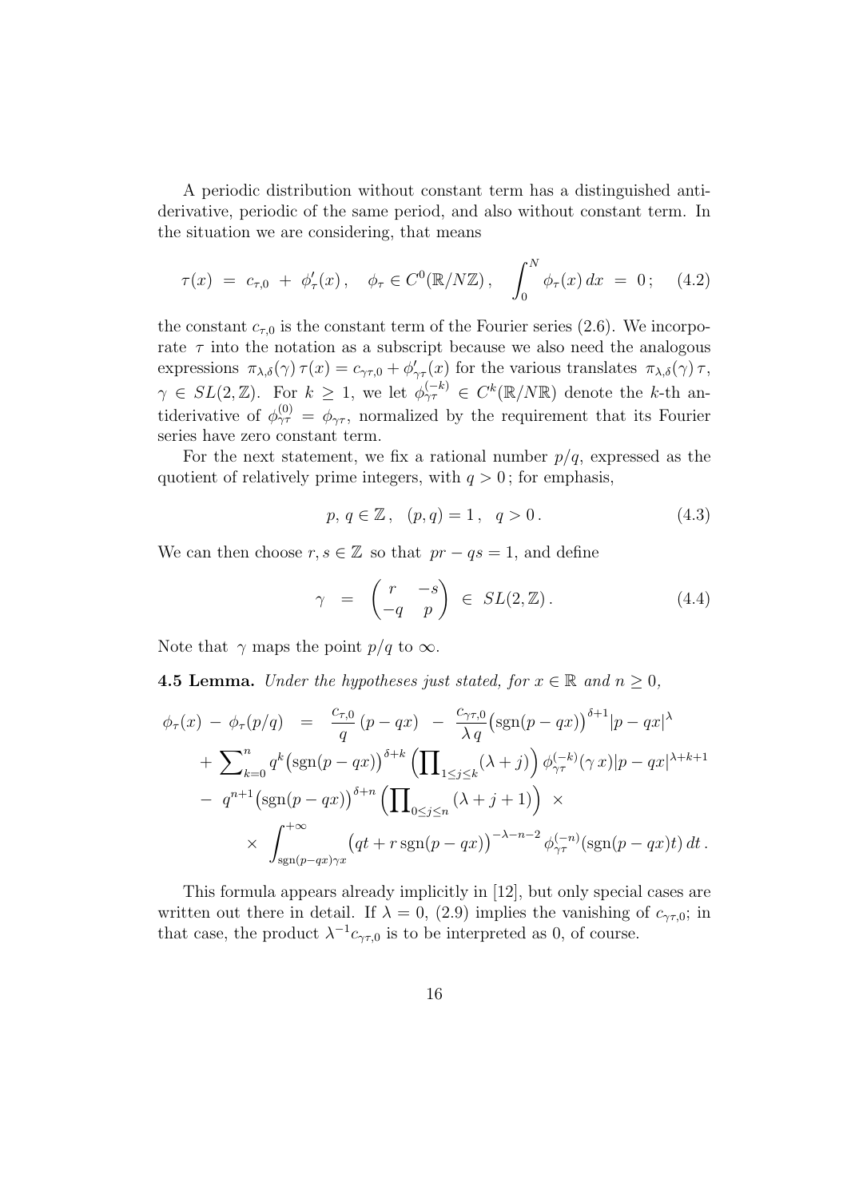A periodic distribution without constant term has a distinguished antiderivative, periodic of the same period, and also without constant term. In the situation we are considering, that means

$$\tau(x) \ = \ c_{\tau,0} \ + \ \phi_\tau'(x)\,, \quad \phi_\tau \in C^0(\mathbb{R}/N\mathbb{Z})\,, \quad \int_0^N \phi_\tau(x)\,dx \ = \ 0\,; \qquad (4.2)$$

the constant $c_{\tau,0}$ is the constant term of the Fourier series (2.6). We incorporate $\tau$ into the notation as a subscript because we also need the analogous expressions $\pi_{\lambda,\delta}(\gamma)\,\tau(x) = c_{\gamma\tau,0} + \phi_{\gamma\tau}'(x)$ for the various translates $\pi_{\lambda,\delta}(\gamma)\,\tau$, $\gamma \in SL(2,\mathbb{Z})$. For $k \geq 1$, we let $\phi_{\gamma\tau}^{(-k)} \in C^k(\mathbb{R}/N\mathbb{R})$ denote the $k$-th antiderivative of $\phi_{\gamma\tau}^{(0)} = \phi_{\gamma\tau}$, normalized by the requirement that its Fourier series have zero constant term.

For the next statement, we fix a rational number $p/q$, expressed as the quotient of relatively prime integers, with $q > 0$; for emphasis,

$$p,\, q \in \mathbb{Z}\,, \quad (p,q) = 1\,, \quad q > 0\,. \qquad (4.3)$$

We can then choose $r, s \in \mathbb{Z}$ so that $pr - qs = 1$, and define

$$\gamma \ = \ \begin{pmatrix} r & -s \\ -q & p \end{pmatrix} \ \in \ SL(2,\mathbb{Z})\,. \qquad (4.4)$$

Note that $\gamma$ maps the point $p/q$ to $\infty$.

**4.5 Lemma.** *Under the hypotheses just stated, for $x \in \mathbb{R}$ and $n \geq 0$,*

$$\begin{aligned}
\phi_\tau(x) \ - \ \phi_\tau(p/q) \ \ &= \ \ \frac{c_{\tau,0}}{q}\,(p-qx) \ - \ \frac{c_{\gamma\tau,0}}{\lambda\, q}\big(\operatorname{sgn}(p-qx)\big)^{\delta+1}|p-qx|^{\lambda} \\
&\quad + \ \sum\nolimits_{k=0}^{n} q^k \big(\operatorname{sgn}(p-qx)\big)^{\delta+k}\Big(\prod\nolimits_{1\leq j\leq k}(\lambda+j)\Big)\,\phi_{\gamma\tau}^{(-k)}(\gamma\, x)|p-qx|^{\lambda+k+1} \\
&\quad - \ q^{n+1}\big(\operatorname{sgn}(p-qx)\big)^{\delta+n}\Big(\prod\nolimits_{0\leq j\leq n}(\lambda+j+1)\Big) \ \times \\
&\qquad\qquad \times \ \int_{\operatorname{sgn}(p-qx)\gamma x}^{+\infty}\big(qt + r\operatorname{sgn}(p-qx)\big)^{-\lambda-n-2}\,\phi_{\gamma\tau}^{(-n)}(\operatorname{sgn}(p-qx)t)\,dt\,.
\end{aligned}$$

This formula appears already implicitly in [12], but only special cases are written out there in detail. If $\lambda = 0$, (2.9) implies the vanishing of $c_{\gamma\tau,0}$; in that case, the product $\lambda^{-1}c_{\gamma\tau,0}$ is to be interpreted as 0, of course.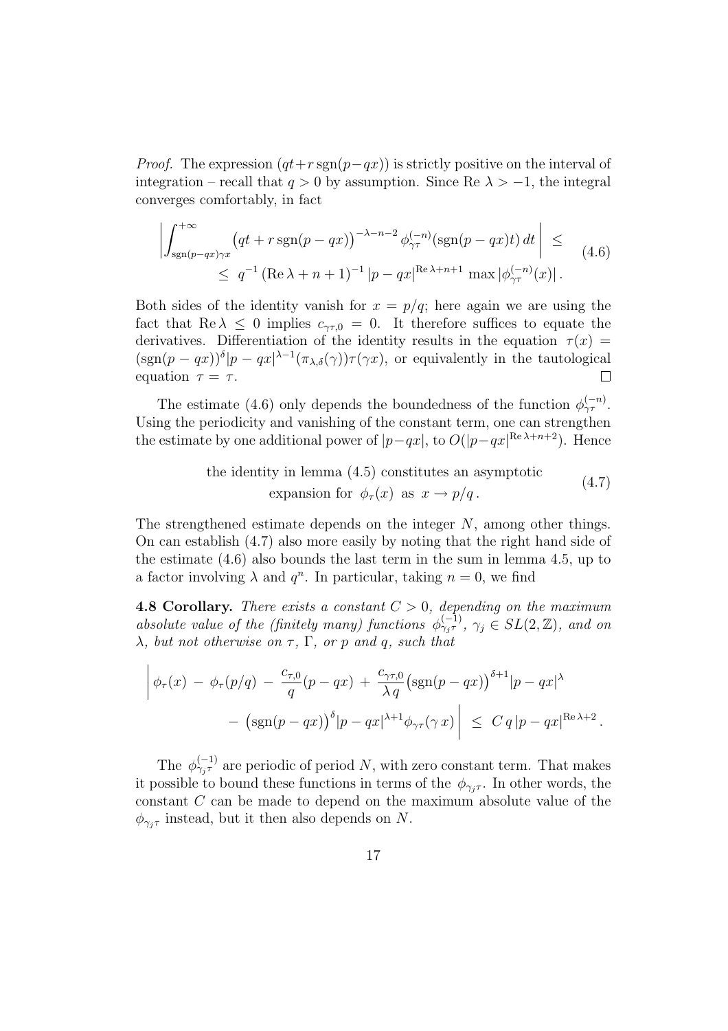*Proof.* The expression $(qt + r\,\mathrm{sgn}(p-qx))$ is strictly positive on the interval of integration – recall that $q > 0$ by assumption. Since Re $\lambda > -1$, the integral converges comfortably, in fact

$$
\begin{aligned}
&\left| \int_{\mathrm{sgn}(p-qx)\gamma x}^{+\infty} \big(qt + r\,\mathrm{sgn}(p-qx)\big)^{-\lambda-n-2}\, \phi_{\gamma\tau}^{(-n)}(\mathrm{sgn}(p-qx)t)\, dt \right| \;\leq \\
&\qquad \leq\; q^{-1}\,(\mathrm{Re}\,\lambda + n + 1)^{-1}\, |p-qx|^{\mathrm{Re}\,\lambda + n + 1}\, \max|\phi_{\gamma\tau}^{(-n)}(x)|\,.
\end{aligned}
\tag{4.6}
$$

Both sides of the identity vanish for $x = p/q$; here again we are using the fact that $\mathrm{Re}\,\lambda \leq 0$ implies $c_{\gamma\tau,0} = 0$. It therefore suffices to equate the derivatives. Differentiation of the identity results in the equation $\tau(x) = (\mathrm{sgn}(p-qx))^{\delta}|p-qx|^{\lambda-1}(\pi_{\lambda,\delta}(\gamma))\tau(\gamma x)$, or equivalently in the tautological equation $\tau = \tau$. $\square$

The estimate (4.6) only depends the boundedness of the function $\phi_{\gamma\tau}^{(-n)}$. Using the periodicity and vanishing of the constant term, one can strengthen the estimate by one additional power of $|p-qx|$, to $O(|p-qx|^{\mathrm{Re}\,\lambda+n+2})$. Hence

$$
\begin{gathered}
\text{the identity in lemma (4.5) constitutes an asymptotic} \\
\text{expansion for } \ \phi_\tau(x) \ \text{ as } \ x \to p/q\,.
\end{gathered}
\tag{4.7}
$$

The strengthened estimate depends on the integer $N$, among other things. On can establish (4.7) also more easily by noting that the right hand side of the estimate (4.6) also bounds the last term in the sum in lemma 4.5, up to a factor involving $\lambda$ and $q^n$. In particular, taking $n = 0$, we find

**4.8 Corollary.** *There exists a constant $C > 0$, depending on the maximum absolute value of the (finitely many) functions $\phi_{\gamma_j\tau}^{(-1)}$, $\gamma_j \in SL(2,\mathbb{Z})$, and on $\lambda$, but not otherwise on $\tau$, $\Gamma$, or $p$ and $q$, such that*

$$
\begin{aligned}
&\Bigg| \phi_\tau(x) \,-\, \phi_\tau(p/q) \,-\, \frac{c_{\tau,0}}{q}(p-qx) \,+\, \frac{c_{\gamma\tau,0}}{\lambda\, q}\big(\mathrm{sgn}(p-qx)\big)^{\delta+1}|p-qx|^{\lambda} \\
&\qquad -\, \big(\mathrm{sgn}(p-qx)\big)^{\delta}|p-qx|^{\lambda+1}\phi_{\gamma\tau}(\gamma\, x) \Bigg| \;\leq\; C\, q\, |p-qx|^{\mathrm{Re}\,\lambda+2}\,.
\end{aligned}
$$

The $\phi_{\gamma_j\tau}^{(-1)}$ are periodic of period $N$, with zero constant term. That makes it possible to bound these functions in terms of the $\phi_{\gamma_j\tau}$. In other words, the constant $C$ can be made to depend on the maximum absolute value of the $\phi_{\gamma_j\tau}$ instead, but it then also depends on $N$.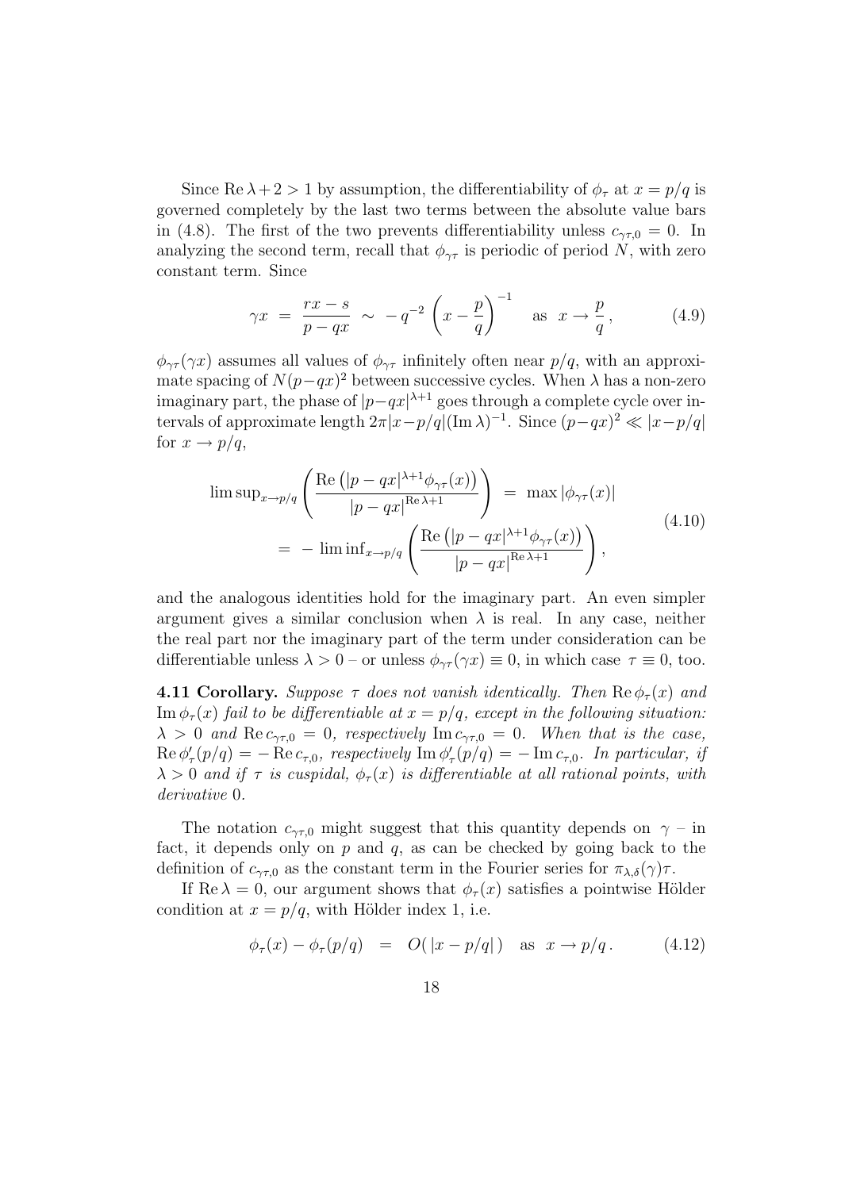Since $\operatorname{Re}\lambda + 2 > 1$ by assumption, the differentiability of $\phi_\tau$ at $x = p/q$ is governed completely by the last two terms between the absolute value bars in (4.8). The first of the two prevents differentiability unless $c_{\gamma\tau,0} = 0$. In analyzing the second term, recall that $\phi_{\gamma\tau}$ is periodic of period $N$, with zero constant term. Since

$$\gamma x \;=\; \frac{rx - s}{p - qx} \;\sim\; -q^{-2}\left(x - \frac{p}{q}\right)^{-1} \quad \text{as} \quad x \to \frac{p}{q}\,, \tag{4.9}$$

$\phi_{\gamma\tau}(\gamma x)$ assumes all values of $\phi_{\gamma\tau}$ infinitely often near $p/q$, with an approximate spacing of $N(p-qx)^2$ between successive cycles. When $\lambda$ has a non-zero imaginary part, the phase of $|p-qx|^{\lambda+1}$ goes through a complete cycle over intervals of approximate length $2\pi|x-p/q|(\operatorname{Im}\lambda)^{-1}$. Since $(p-qx)^2 \ll |x-p/q|$ for $x \to p/q$,

$$\begin{aligned}
\limsup_{x\to p/q}\left(\frac{\operatorname{Re}\left(|p-qx|^{\lambda+1}\phi_{\gamma\tau}(x)\right)}{|p-qx|^{\operatorname{Re}\lambda+1}}\right) \;&=\; \max|\phi_{\gamma\tau}(x)| \\
&=\; -\liminf_{x\to p/q}\left(\frac{\operatorname{Re}\left(|p-qx|^{\lambda+1}\phi_{\gamma\tau}(x)\right)}{|p-qx|^{\operatorname{Re}\lambda+1}}\right),
\end{aligned} \tag{4.10}$$

and the analogous identities hold for the imaginary part. An even simpler argument gives a similar conclusion when $\lambda$ is real. In any case, neither the real part nor the imaginary part of the term under consideration can be differentiable unless $\lambda > 0$ – or unless $\phi_{\gamma\tau}(\gamma x) \equiv 0$, in which case $\tau \equiv 0$, too.

**4.11 Corollary.** *Suppose $\tau$ does not vanish identically. Then $\operatorname{Re}\phi_\tau(x)$ and $\operatorname{Im}\phi_\tau(x)$ fail to be differentiable at $x = p/q$, except in the following situation: $\lambda > 0$ and $\operatorname{Re} c_{\gamma\tau,0} = 0$, respectively $\operatorname{Im} c_{\gamma\tau,0} = 0$. When that is the case, $\operatorname{Re}\phi'_\tau(p/q) = -\operatorname{Re} c_{\tau,0}$, respectively $\operatorname{Im}\phi'_\tau(p/q) = -\operatorname{Im} c_{\tau,0}$. In particular, if $\lambda > 0$ and if $\tau$ is cuspidal, $\phi_\tau(x)$ is differentiable at all rational points, with derivative* 0.

The notation $c_{\gamma\tau,0}$ might suggest that this quantity depends on $\gamma$ – in fact, it depends only on $p$ and $q$, as can be checked by going back to the definition of $c_{\gamma\tau,0}$ as the constant term in the Fourier series for $\pi_{\lambda,\delta}(\gamma)\tau$.

If $\operatorname{Re}\lambda = 0$, our argument shows that $\phi_\tau(x)$ satisfies a pointwise Hölder condition at $x = p/q$, with Hölder index 1, i.e.

$$\phi_\tau(x) - \phi_\tau(p/q) \quad = \quad O(\,|x - p/q|\,) \quad \text{as} \quad x \to p/q\,. \tag{4.12}$$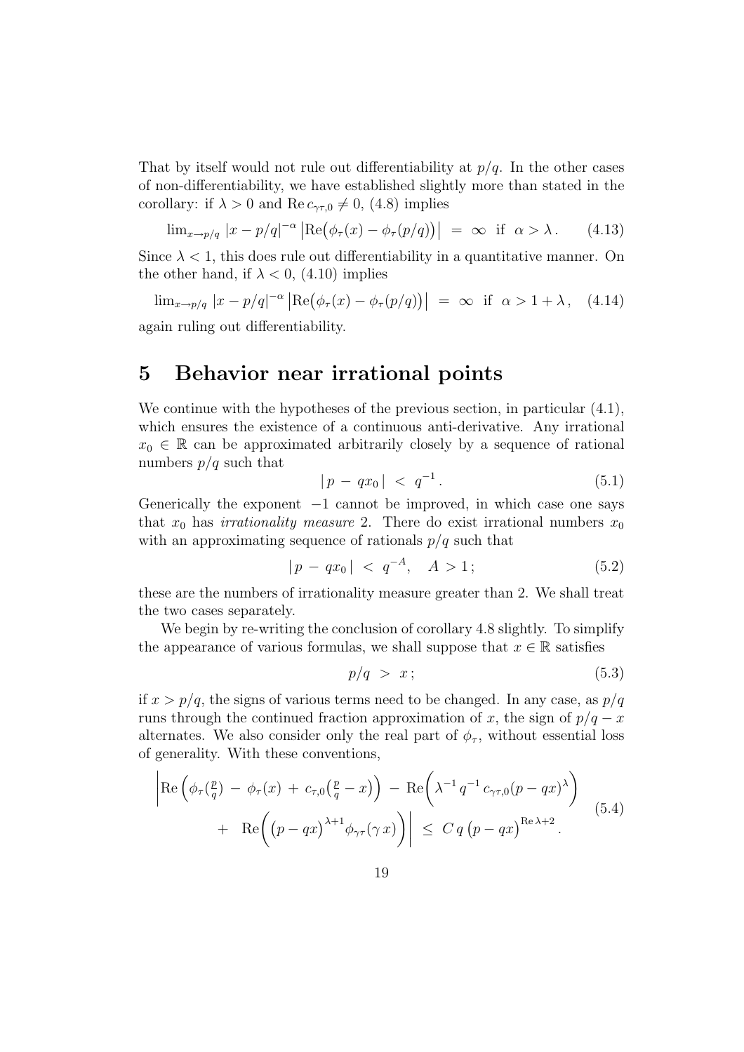That by itself would not rule out differentiability at $p/q$. In the other cases of non-differentiability, we have established slightly more than stated in the corollary: if $\lambda > 0$ and $\operatorname{Re} c_{\gamma\tau,0} \neq 0$, (4.8) implies

$$\lim_{x \to p/q} |x - p/q|^{-\alpha} \left|\operatorname{Re}\big(\phi_\tau(x) - \phi_\tau(p/q)\big)\right| \;=\; \infty \;\text{ if }\; \alpha > \lambda\,. \tag{4.13}$$

Since $\lambda < 1$, this does rule out differentiability in a quantitative manner. On the other hand, if $\lambda < 0$, (4.10) implies

$$\lim_{x \to p/q} |x - p/q|^{-\alpha} \left|\operatorname{Re}\big(\phi_\tau(x) - \phi_\tau(p/q)\big)\right| \;=\; \infty \;\text{ if }\; \alpha > 1 + \lambda\,, \tag{4.14}$$

again ruling out differentiability.

# 5 Behavior near irrational points

We continue with the hypotheses of the previous section, in particular (4.1), which ensures the existence of a continuous anti-derivative. Any irrational $x_0 \in \mathbb{R}$ can be approximated arbitrarily closely by a sequence of rational numbers $p/q$ such that

$$|\, p \,-\, qx_0 \,| \;<\; q^{-1}\,. \tag{5.1}$$

Generically the exponent $-1$ cannot be improved, in which case one says that $x_0$ has *irrationality measure* 2. There do exist irrational numbers $x_0$ with an approximating sequence of rationals $p/q$ such that

$$|\, p \,-\, qx_0 \,| \;<\; q^{-A}, \quad A > 1\,; \tag{5.2}$$

these are the numbers of irrationality measure greater than 2. We shall treat the two cases separately.

We begin by re-writing the conclusion of corollary 4.8 slightly. To simplify the appearance of various formulas, we shall suppose that $x \in \mathbb{R}$ satisfies

$$p/q \;>\; x\,; \tag{5.3}$$

if $x > p/q$, the signs of various terms need to be changed. In any case, as $p/q$ runs through the continued fraction approximation of $x$, the sign of $p/q - x$ alternates. We also consider only the real part of $\phi_\tau$, without essential loss of generality. With these conventions,

$$\begin{aligned} \Bigg|\operatorname{Re}\Big(\phi_\tau(\tfrac{p}{q}) \,-\, \phi_\tau(x) \,+\, c_{\tau,0}\big(\tfrac{p}{q} - x\big)\Big) \,-\, \operatorname{Re}\Big(\lambda^{-1}\, q^{-1}\, c_{\gamma\tau,0}(p - qx)^{\lambda}\Big) \\ +\;\; \operatorname{Re}\Big(\big(p - qx\big)^{\lambda+1}\phi_{\gamma\tau}(\gamma\, x)\Big)\Bigg| \;\leq\; C\, q\,\big(p - qx\big)^{\operatorname{Re}\lambda+2}\,. \end{aligned} \tag{5.4}$$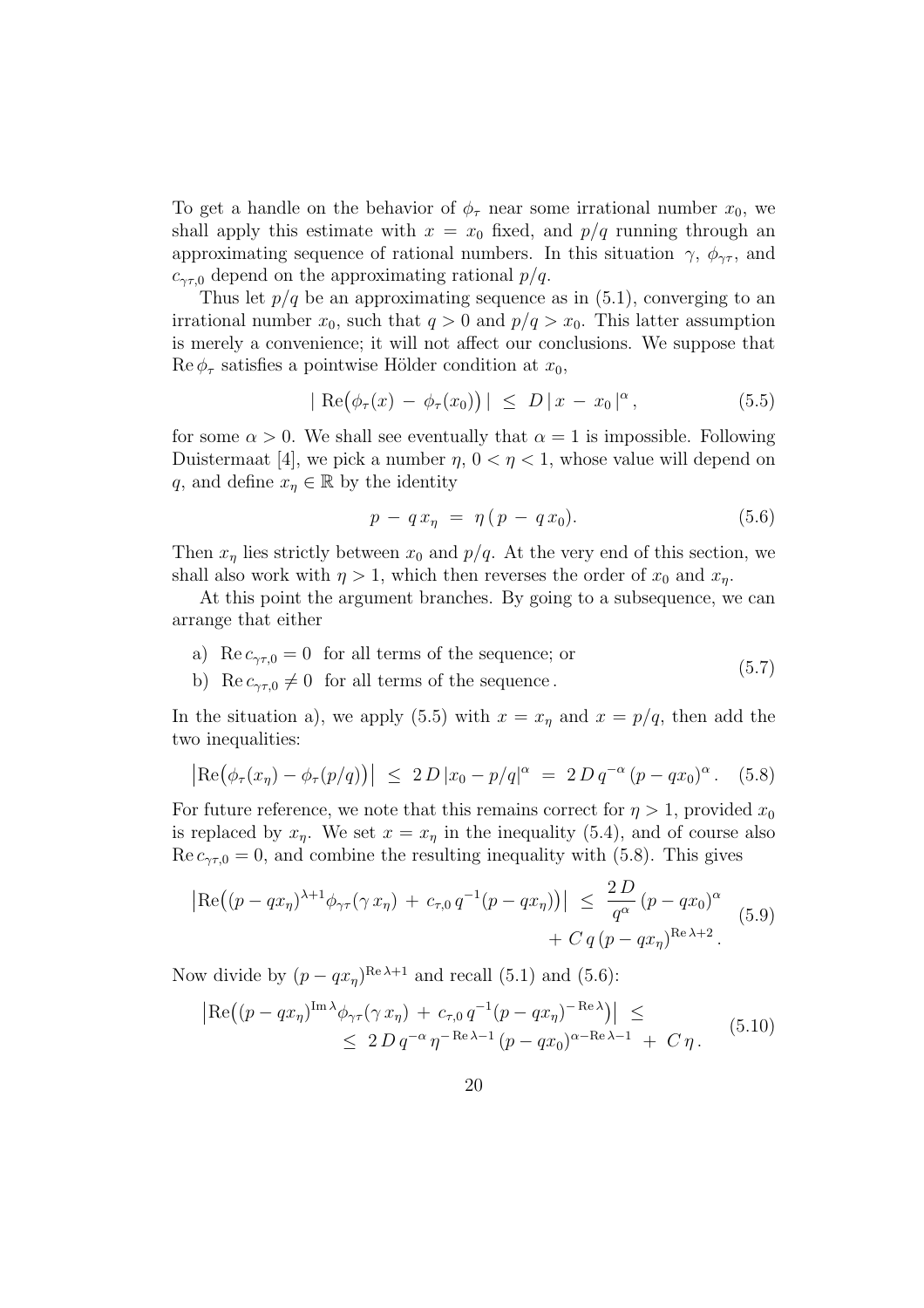To get a handle on the behavior of $\phi_\tau$ near some irrational number $x_0$, we shall apply this estimate with $x = x_0$ fixed, and $p/q$ running through an approximating sequence of rational numbers. In this situation $\gamma$, $\phi_{\gamma\tau}$, and $c_{\gamma\tau,0}$ depend on the approximating rational $p/q$.

Thus let $p/q$ be an approximating sequence as in (5.1), converging to an irrational number $x_0$, such that $q > 0$ and $p/q > x_0$. This latter assumption is merely a convenience; it will not affect our conclusions. We suppose that $\operatorname{Re}\phi_\tau$ satisfies a pointwise Hölder condition at $x_0$,

$$| \operatorname{Re}\big(\phi_\tau(x) - \phi_\tau(x_0)\big) | \leq D \, | x - x_0 |^\alpha , \tag{5.5}$$

for some $\alpha > 0$. We shall see eventually that $\alpha = 1$ is impossible. Following Duistermaat [4], we pick a number $\eta$, $0 < \eta < 1$, whose value will depend on $q$, and define $x_\eta \in \mathbb{R}$ by the identity

$$p - q \, x_\eta = \eta \, ( p - q \, x_0). \tag{5.6}$$

Then $x_\eta$ lies strictly between $x_0$ and $p/q$. At the very end of this section, we shall also work with $\eta > 1$, which then reverses the order of $x_0$ and $x_\eta$.

At this point the argument branches. By going to a subsequence, we can arrange that either

$$\begin{aligned} &\text{a)} \ \ \operatorname{Re} c_{\gamma\tau,0} = 0 \ \text{ for all terms of the sequence; or} \\ &\text{b)} \ \ \operatorname{Re} c_{\gamma\tau,0} \neq 0 \ \text{ for all terms of the sequence}. \end{aligned} \tag{5.7}$$

In the situation a), we apply (5.5) with $x = x_\eta$ and $x = p/q$, then add the two inequalities:

$$\big|\operatorname{Re}\big(\phi_\tau(x_\eta) - \phi_\tau(p/q)\big)\big| \leq 2 \, D \, |x_0 - p/q|^\alpha = 2 \, D \, q^{-\alpha} \, (p - q x_0)^\alpha . \tag{5.8}$$

For future reference, we note that this remains correct for $\eta > 1$, provided $x_0$ is replaced by $x_\eta$. We set $x = x_\eta$ in the inequality (5.4), and of course also $\operatorname{Re} c_{\gamma\tau,0} = 0$, and combine the resulting inequality with (5.8). This gives

$$\begin{aligned} \big|\operatorname{Re}\big((p - qx_\eta)^{\lambda+1} \phi_{\gamma\tau}(\gamma \, x_\eta) + c_{\tau,0} \, q^{-1} (p - qx_\eta)\big)\big| \leq \frac{2 \, D}{q^\alpha} \, (p - qx_0)^\alpha \\ + C \, q \, (p - qx_\eta)^{\operatorname{Re}\lambda + 2} . \end{aligned} \tag{5.9}$$

Now divide by $(p - qx_\eta)^{\operatorname{Re}\lambda+1}$ and recall (5.1) and (5.6):

$$\begin{aligned} &\big|\operatorname{Re}\big((p - qx_\eta)^{\operatorname{Im}\lambda} \phi_{\gamma\tau}(\gamma \, x_\eta) + c_{\tau,0} \, q^{-1} (p - qx_\eta)^{-\operatorname{Re}\lambda}\big)\big| \leq \\ &\qquad \leq 2 \, D \, q^{-\alpha} \, \eta^{-\operatorname{Re}\lambda - 1} \, (p - qx_0)^{\alpha - \operatorname{Re}\lambda - 1} + C \, \eta . \end{aligned} \tag{5.10}$$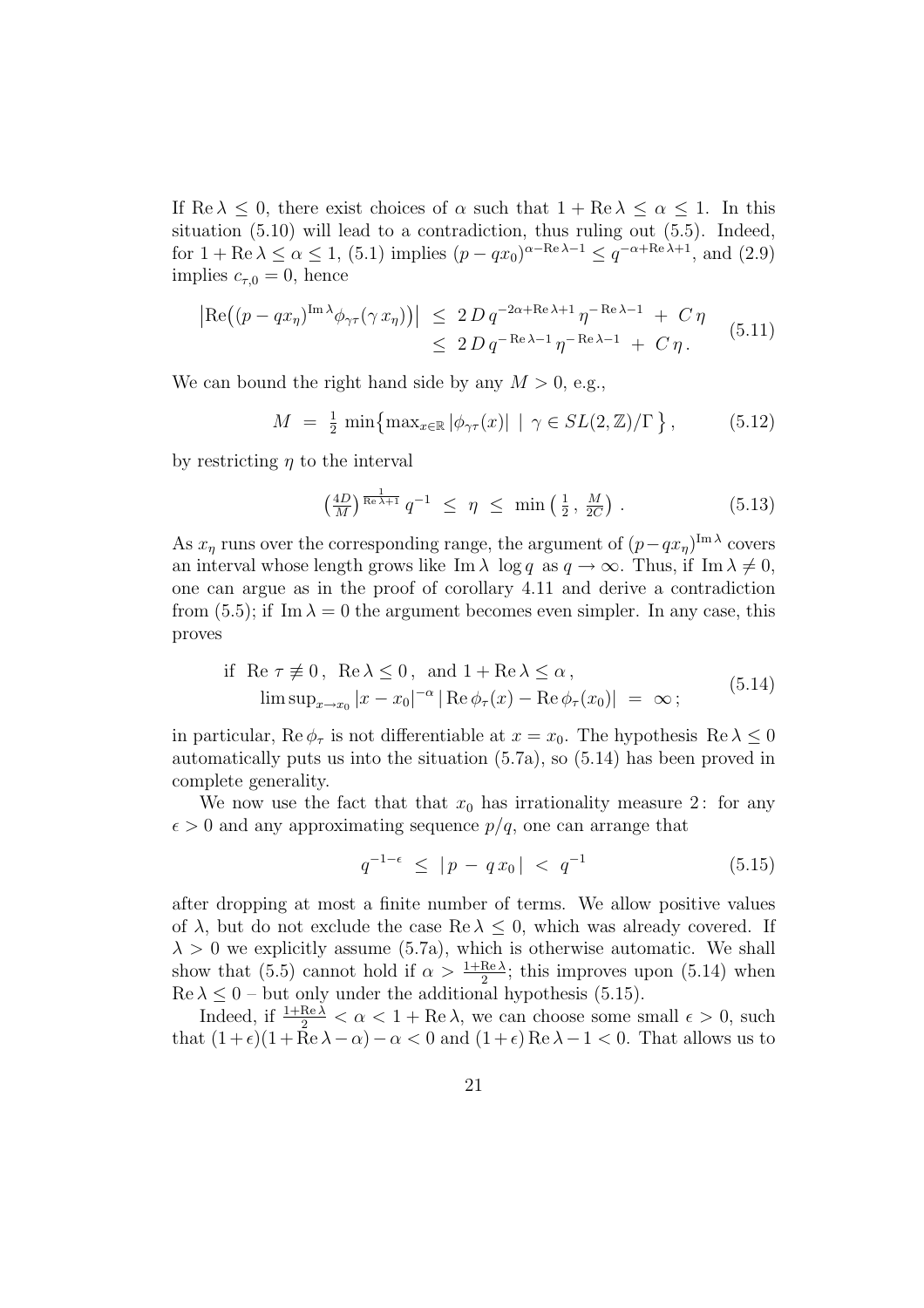If $\operatorname{Re}\lambda \leq 0$, there exist choices of $\alpha$ such that $1 + \operatorname{Re}\lambda \leq \alpha \leq 1$. In this situation (5.10) will lead to a contradiction, thus ruling out (5.5). Indeed, for $1 + \operatorname{Re}\lambda \leq \alpha \leq 1$, (5.1) implies $(p - qx_0)^{\alpha - \operatorname{Re}\lambda - 1} \leq q^{-\alpha + \operatorname{Re}\lambda + 1}$, and (2.9) implies $c_{\tau,0} = 0$, hence

$$
\begin{aligned}
\left|\operatorname{Re}\big((p - qx_\eta)^{\operatorname{Im}\lambda}\phi_{\gamma\tau}(\gamma\, x_\eta)\big)\right| \;&\leq\; 2\,D\,q^{-2\alpha + \operatorname{Re}\lambda + 1}\,\eta^{-\operatorname{Re}\lambda - 1} \;+\; C\,\eta \\
&\leq\; 2\,D\,q^{-\operatorname{Re}\lambda - 1}\,\eta^{-\operatorname{Re}\lambda - 1} \;+\; C\,\eta\,.
\end{aligned}
\tag{5.11}
$$

We can bound the right hand side by any $M > 0$, e.g.,

$$
M \;=\; \tfrac{1}{2}\,\min\left\{\max\nolimits_{x\in\mathbb{R}}|\phi_{\gamma\tau}(x)| \;\middle|\; \gamma \in SL(2,\mathbb{Z})/\Gamma\,\right\}, \tag{5.12}
$$

by restricting $\eta$ to the interval

$$
\left(\tfrac{4D}{M}\right)^{\frac{1}{\operatorname{Re}\lambda + 1}}\,q^{-1} \;\leq\; \eta \;\leq\; \min\left(\tfrac{1}{2}\,,\,\tfrac{M}{2C}\right). \tag{5.13}
$$

As $x_\eta$ runs over the corresponding range, the argument of $(p - qx_\eta)^{\operatorname{Im}\lambda}$ covers an interval whose length grows like $\operatorname{Im}\lambda\ \log q$ as $q \to \infty$. Thus, if $\operatorname{Im}\lambda \neq 0$, one can argue as in the proof of corollary 4.11 and derive a contradiction from (5.5); if $\operatorname{Im}\lambda = 0$ the argument becomes even simpler. In any case, this proves

$$
\begin{aligned}
&\text{if }\ \operatorname{Re}\,\tau \not\equiv 0\,,\ \ \operatorname{Re}\lambda \leq 0\,,\ \text{ and } 1 + \operatorname{Re}\lambda \leq \alpha\,, \\
&\qquad \limsup\nolimits_{x\to x_0}|x - x_0|^{-\alpha}\,|\operatorname{Re}\phi_\tau(x) - \operatorname{Re}\phi_\tau(x_0)| \;=\; \infty\,;
\end{aligned}
\tag{5.14}
$$

in particular, $\operatorname{Re}\phi_\tau$ is not differentiable at $x = x_0$. The hypothesis $\operatorname{Re}\lambda \leq 0$ automatically puts us into the situation (5.7a), so (5.14) has been proved in complete generality.

We now use the fact that that $x_0$ has irrationality measure $2$: for any $\epsilon > 0$ and any approximating sequence $p/q$, one can arrange that

$$
q^{-1-\epsilon} \;\leq\; |\,p \,-\, q\,x_0\,| \;<\; q^{-1} \tag{5.15}
$$

after dropping at most a finite number of terms. We allow positive values of $\lambda$, but do not exclude the case $\operatorname{Re}\lambda \leq 0$, which was already covered. If $\lambda > 0$ we explicitly assume (5.7a), which is otherwise automatic. We shall show that (5.5) cannot hold if $\alpha > \frac{1+\operatorname{Re}\lambda}{2}$; this improves upon (5.14) when $\operatorname{Re}\lambda \leq 0$ – but only under the additional hypothesis (5.15).

Indeed, if $\frac{1+\operatorname{Re}\lambda}{2} < \alpha < 1 + \operatorname{Re}\lambda$, we can choose some small $\epsilon > 0$, such that $(1+\epsilon)(1+\operatorname{Re}\lambda - \alpha) - \alpha < 0$ and $(1+\epsilon)\operatorname{Re}\lambda - 1 < 0$. That allows us to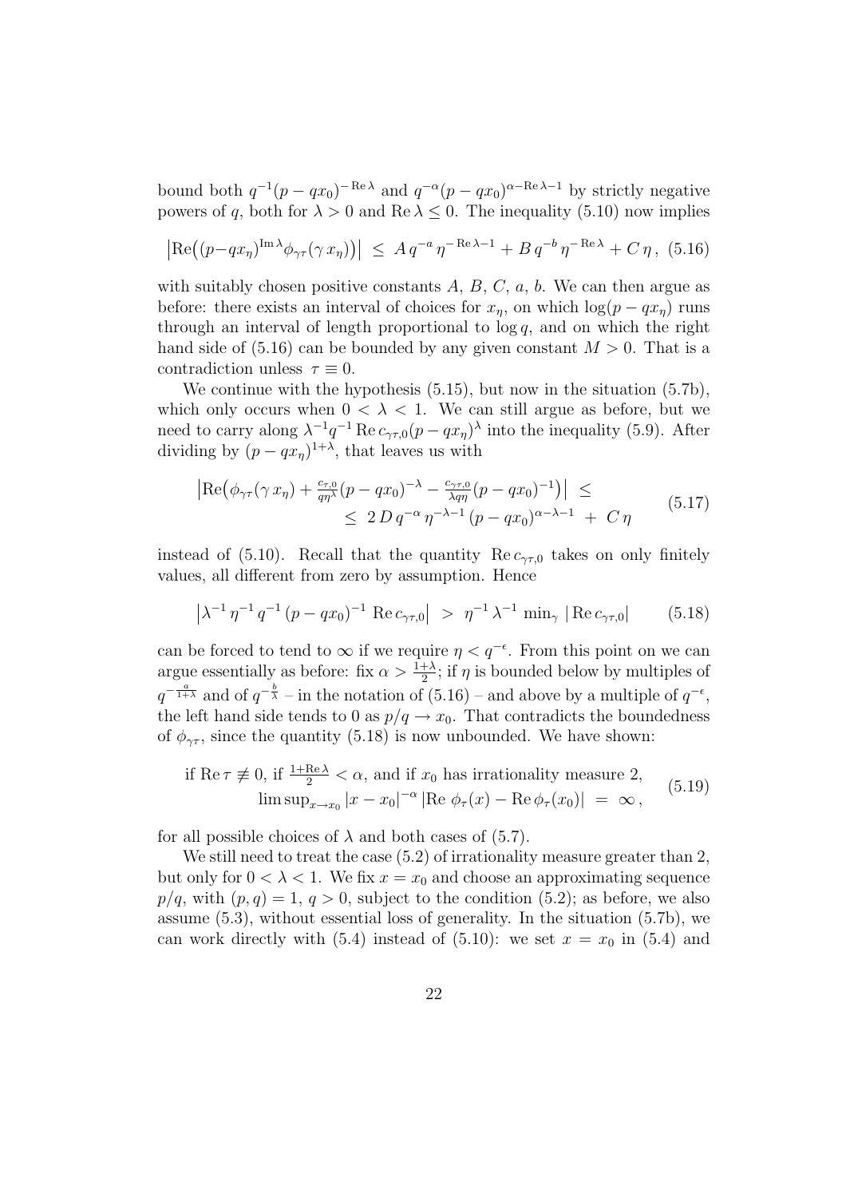bound both $q^{-1}(p-qx_0)^{-\operatorname{Re}\lambda}$ and $q^{-\alpha}(p-qx_0)^{\alpha-\operatorname{Re}\lambda-1}$ by strictly negative powers of $q$, both for $\lambda>0$ and $\operatorname{Re}\lambda\leq 0$. The inequality (5.10) now implies

$$\left|\operatorname{Re}\big((p-qx_\eta)^{\operatorname{Im}\lambda}\phi_{\gamma\tau}(\gamma\, x_\eta)\big)\right| \;\leq\; A\, q^{-a}\,\eta^{-\operatorname{Re}\lambda-1} + B\, q^{-b}\,\eta^{-\operatorname{Re}\lambda} + C\,\eta\,, \quad (5.16)$$

with suitably chosen positive constants $A$, $B$, $C$, $a$, $b$. We can then argue as before: there exists an interval of choices for $x_\eta$, on which $\log(p-qx_\eta)$ runs through an interval of length proportional to $\log q$, and on which the right hand side of (5.16) can be bounded by any given constant $M>0$. That is a contradiction unless $\tau\equiv 0$.

We continue with the hypothesis (5.15), but now in the situation (5.7b), which only occurs when $0<\lambda<1$. We can still argue as before, but we need to carry along $\lambda^{-1}q^{-1}\operatorname{Re} c_{\gamma\tau,0}(p-qx_\eta)^{\lambda}$ into the inequality (5.9). After dividing by $(p-qx_\eta)^{1+\lambda}$, that leaves us with

$$\begin{aligned}\left|\operatorname{Re}\big(\phi_{\gamma\tau}(\gamma\, x_\eta) + \tfrac{c_{\tau,0}}{q\eta^{\lambda}}(p-qx_0)^{-\lambda} - \tfrac{c_{\gamma\tau,0}}{\lambda q\eta}(p-qx_0)^{-1}\big)\right| \;\leq\; \\ \leq\; 2\,D\,q^{-\alpha}\,\eta^{-\lambda-1}\,(p-qx_0)^{\alpha-\lambda-1} \;+\; C\,\eta\end{aligned} \quad (5.17)$$

instead of (5.10). Recall that the quantity $\operatorname{Re} c_{\gamma\tau,0}$ takes on only finitely values, all different from zero by assumption. Hence

$$\left|\lambda^{-1}\,\eta^{-1}\,q^{-1}\,(p-qx_0)^{-1}\,\operatorname{Re} c_{\gamma\tau,0}\right| \;>\; \eta^{-1}\,\lambda^{-1}\,\min_\gamma\,|\operatorname{Re} c_{\gamma\tau,0}| \qquad (5.18)$$

can be forced to tend to $\infty$ if we require $\eta<q^{-\epsilon}$. From this point on we can argue essentially as before: fix $\alpha>\frac{1+\lambda}{2}$; if $\eta$ is bounded below by multiples of $q^{-\frac{a}{1+\lambda}}$ and of $q^{-\frac{b}{\lambda}}$ – in the notation of (5.16) – and above by a multiple of $q^{-\epsilon}$, the left hand side tends to 0 as $p/q\to x_0$. That contradicts the boundedness of $\phi_{\gamma\tau}$, since the quantity (5.18) is now unbounded. We have shown:

$$\begin{aligned}&\text{if } \operatorname{Re}\tau\not\equiv 0, \text{ if } \tfrac{1+\operatorname{Re}\lambda}{2}<\alpha, \text{ and if } x_0 \text{ has irrationality measure 2,}\\ &\qquad \limsup_{x\to x_0}|x-x_0|^{-\alpha}\,|\operatorname{Re}\,\phi_\tau(x)-\operatorname{Re}\phi_\tau(x_0)| \;=\; \infty\,,\end{aligned} \quad (5.19)$$

for all possible choices of $\lambda$ and both cases of (5.7).

We still need to treat the case (5.2) of irrationality measure greater than 2, but only for $0<\lambda<1$. We fix $x=x_0$ and choose an approximating sequence $p/q$, with $(p,q)=1$, $q>0$, subject to the condition (5.2); as before, we also assume (5.3), without essential loss of generality. In the situation (5.7b), we can work directly with (5.4) instead of (5.10): we set $x=x_0$ in (5.4) and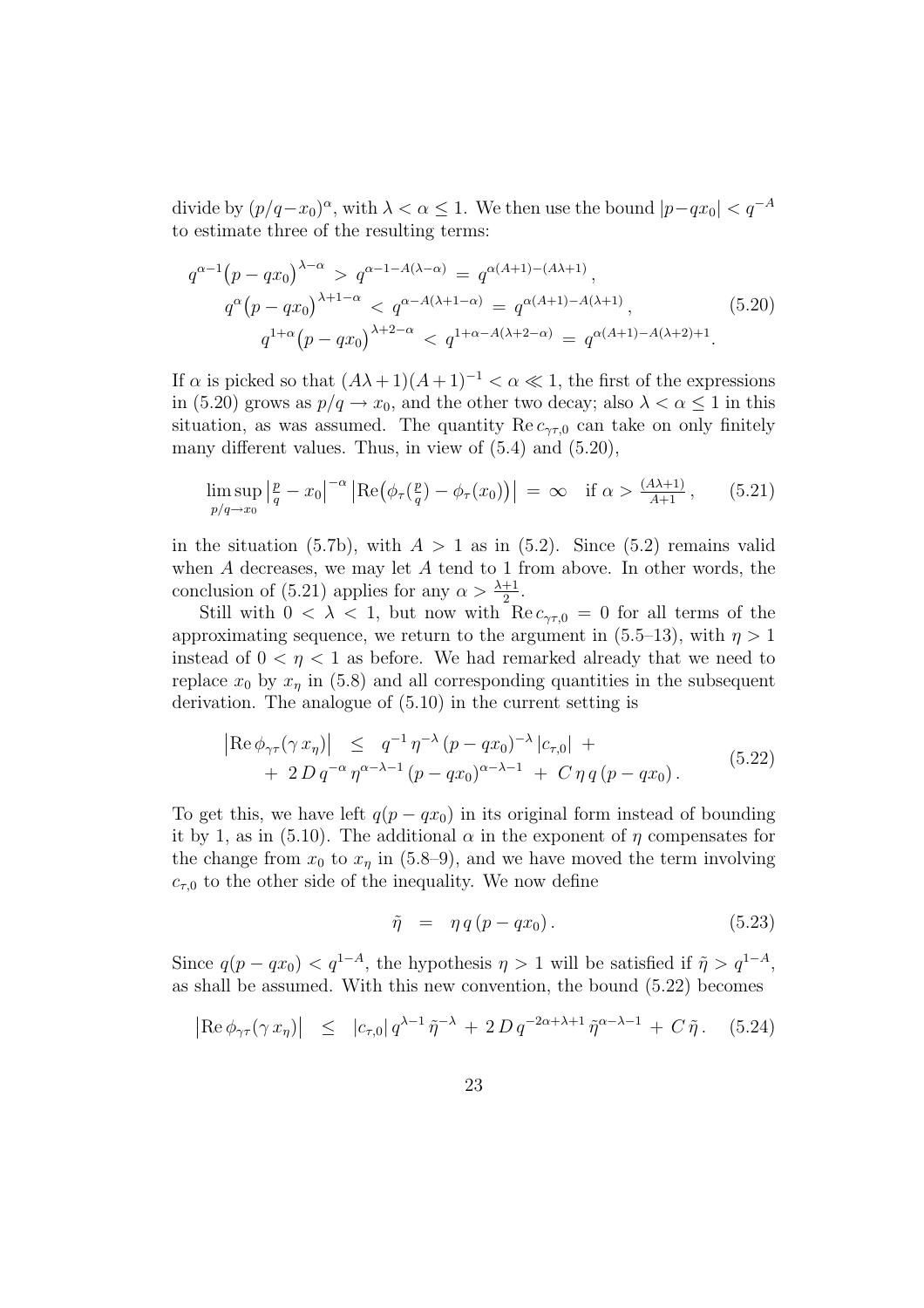divide by $(p/q-x_0)^\alpha$, with $\lambda < \alpha \le 1$. We then use the bound $|p-qx_0| < q^{-A}$ to estimate three of the resulting terms:

$$
\begin{aligned}
q^{\alpha-1}\big(p-qx_0\big)^{\lambda-\alpha} \;&>\; q^{\alpha-1-A(\lambda-\alpha)} \;=\; q^{\alpha(A+1)-(A\lambda+1)}\,,\\
q^{\alpha}\big(p-qx_0\big)^{\lambda+1-\alpha} \;&<\; q^{\alpha-A(\lambda+1-\alpha)} \;=\; q^{\alpha(A+1)-A(\lambda+1)}\,,\\
q^{1+\alpha}\big(p-qx_0\big)^{\lambda+2-\alpha} \;&<\; q^{1+\alpha-A(\lambda+2-\alpha)} \;=\; q^{\alpha(A+1)-A(\lambda+2)+1}.
\end{aligned}
\tag{5.20}
$$

If $\alpha$ is picked so that $(A\lambda+1)(A+1)^{-1} < \alpha \ll 1$, the first of the expressions in (5.20) grows as $p/q \to x_0$, and the other two decay; also $\lambda < \alpha \le 1$ in this situation, as was assumed. The quantity $\operatorname{Re} c_{\gamma\tau,0}$ can take on only finitely many different values. Thus, in view of (5.4) and (5.20),

$$
\limsup_{p/q\to x_0} \left|\tfrac{p}{q}-x_0\right|^{-\alpha} \left|\operatorname{Re}\!\big(\phi_\tau(\tfrac{p}{q})-\phi_\tau(x_0)\big)\right| \;=\; \infty \quad \text{if } \alpha > \tfrac{(A\lambda+1)}{A+1}\,, \tag{5.21}
$$

in the situation (5.7b), with $A > 1$ as in (5.2). Since (5.2) remains valid when $A$ decreases, we may let $A$ tend to 1 from above. In other words, the conclusion of (5.21) applies for any $\alpha > \frac{\lambda+1}{2}$.

Still with $0 < \lambda < 1$, but now with $\operatorname{Re} c_{\gamma\tau,0} = 0$ for all terms of the approximating sequence, we return to the argument in (5.5–13), with $\eta > 1$ instead of $0 < \eta < 1$ as before. We had remarked already that we need to replace $x_0$ by $x_\eta$ in (5.8) and all corresponding quantities in the subsequent derivation. The analogue of (5.10) in the current setting is

$$
\begin{aligned}
\left|\operatorname{Re}\phi_{\gamma\tau}(\gamma\, x_\eta)\right| \;\;&\le\;\; q^{-1}\,\eta^{-\lambda}\,(p-qx_0)^{-\lambda}\,|c_{\tau,0}| \;+\\
&+\; 2\,D\,q^{-\alpha}\,\eta^{\alpha-\lambda-1}\,(p-qx_0)^{\alpha-\lambda-1} \;+\; C\,\eta\,q\,(p-qx_0)\,.
\end{aligned}
\tag{5.22}
$$

To get this, we have left $q(p-qx_0)$ in its original form instead of bounding it by 1, as in (5.10). The additional $\alpha$ in the exponent of $\eta$ compensates for the change from $x_0$ to $x_\eta$ in (5.8–9), and we have moved the term involving $c_{\tau,0}$ to the other side of the inequality. We now define

$$
\tilde\eta \;\;=\;\; \eta\,q\,(p-qx_0)\,. \tag{5.23}
$$

Since $q(p-qx_0) < q^{1-A}$, the hypothesis $\eta > 1$ will be satisfied if $\tilde\eta > q^{1-A}$, as shall be assumed. With this new convention, the bound (5.22) becomes

$$
\left|\operatorname{Re}\phi_{\gamma\tau}(\gamma\, x_\eta)\right| \;\;\le\;\; |c_{\tau,0}|\,q^{\lambda-1}\,\tilde\eta^{-\lambda} \,+\, 2\,D\,q^{-2\alpha+\lambda+1}\,\tilde\eta^{\alpha-\lambda-1} \,+\, C\,\tilde\eta\,. \tag{5.24}
$$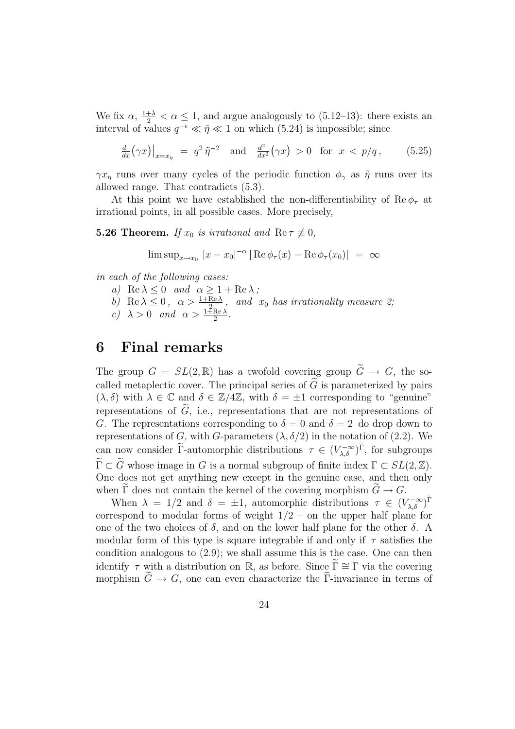We fix $\alpha$, $\frac{1+\lambda}{2} < \alpha \leq 1$, and argue analogously to (5.12–13): there exists an interval of values $q^{-\epsilon} \ll \tilde{\eta} \ll 1$ on which (5.24) is impossible; since

$$\frac{d}{dx}(\gamma x)\big|_{x=x_\eta} \;=\; q^2\,\tilde{\eta}^{-2} \quad \text{and} \quad \frac{d^2}{dx^2}(\gamma x) \;>0 \quad \text{for} \;\; x \;<\; p/q\,, \qquad (5.25)$$

$\gamma x_\eta$ runs over many cycles of the periodic function $\phi_\gamma$ as $\tilde{\eta}$ runs over its allowed range. That contradicts (5.3).

At this point we have established the non-differentiability of $\operatorname{Re}\phi_\tau$ at irrational points, in all possible cases. More precisely,

**5.26 Theorem.** *If $x_0$ is irrational and $\operatorname{Re}\tau \not\equiv 0$,*

$$\limsup_{x\to x_0} \; |x - x_0|^{-\alpha}\, |\operatorname{Re}\phi_\tau(x) - \operatorname{Re}\phi_\tau(x_0)| \;=\; \infty$$

*in each of the following cases:*

*a)* $\operatorname{Re}\lambda \leq 0$ *and* $\alpha \geq 1 + \operatorname{Re}\lambda\,$*;*

*b)* $\operatorname{Re}\lambda \leq 0\,,\;\; \alpha > \frac{1+\operatorname{Re}\lambda}{2}\,,$ *and* $x_0$ *has irrationality measure 2;*

*c)* $\lambda > 0$ *and* $\alpha > \frac{1+\operatorname{Re}\lambda}{2}$.

# 6 Final remarks

The group $G = SL(2,\mathbb{R})$ has a twofold covering group $\widetilde{G} \to G$, the so-called metaplectic cover. The principal series of $\widetilde{G}$ is parameterized by pairs $(\lambda, \delta)$ with $\lambda \in \mathbb{C}$ and $\delta \in \mathbb{Z}/4\mathbb{Z}$, with $\delta = \pm 1$ corresponding to "genuine" representations of $\widetilde{G}$, i.e., representations that are not representations of $G$. The representations corresponding to $\delta = 0$ and $\delta = 2$ do drop down to representations of $G$, with $G$-parameters $(\lambda, \delta/2)$ in the notation of (2.2). We can now consider $\widetilde{\Gamma}$-automorphic distributions $\tau \in (V_{\lambda,\delta}^{-\infty})^{\widetilde{\Gamma}}$, for subgroups $\widetilde{\Gamma} \subset \widetilde{G}$ whose image in $G$ is a normal subgroup of finite index $\Gamma \subset SL(2,\mathbb{Z})$. One does not get anything new except in the genuine case, and then only when $\widetilde{\Gamma}$ does not contain the kernel of the covering morphism $\widetilde{G} \to G$.

When $\lambda = 1/2$ and $\delta = \pm 1$, automorphic distributions $\tau \in (V_{\lambda,\delta}^{-\infty})^{\widetilde{\Gamma}}$ correspond to modular forms of weight $1/2$ – on the upper half plane for one of the two choices of $\delta$, and on the lower half plane for the other $\delta$. A modular form of this type is square integrable if and only if $\tau$ satisfies the condition analogous to (2.9); we shall assume this is the case. One can then identify $\tau$ with a distribution on $\mathbb{R}$, as before. Since $\widetilde{\Gamma} \cong \Gamma$ via the covering morphism $\widetilde{G} \to G$, one can even characterize the $\widetilde{\Gamma}$-invariance in terms of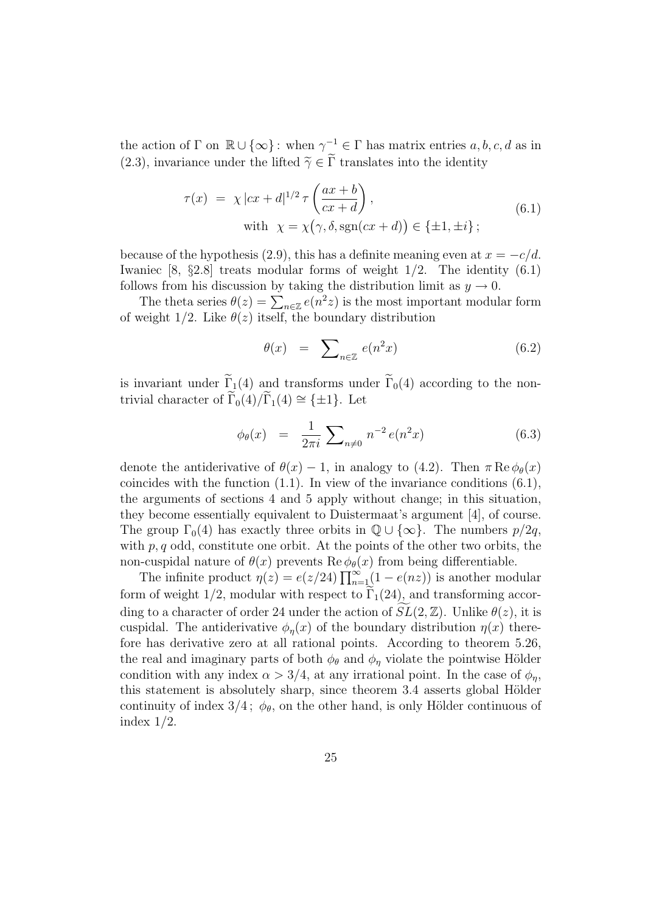the action of $\Gamma$ on $\mathbb{R} \cup \{\infty\}$ : when $\gamma^{-1} \in \Gamma$ has matrix entries $a, b, c, d$ as in (2.3), invariance under the lifted $\widetilde{\gamma} \in \widetilde{\Gamma}$ translates into the identity

$$
\begin{aligned}
\tau(x) \;&=\; \chi\, |cx+d|^{1/2}\, \tau\left(\frac{ax+b}{cx+d}\right), \\
&\quad \text{with} \;\; \chi = \chi\bigl(\gamma, \delta, \operatorname{sgn}(cx+d)\bigr) \in \{\pm 1, \pm i\}\,;
\end{aligned}
\tag{6.1}
$$

because of the hypothesis (2.9), this has a definite meaning even at $x = -c/d$. Iwaniec [8, §2.8] treats modular forms of weight $1/2$. The identity (6.1) follows from his discussion by taking the distribution limit as $y \to 0$.

The theta series $\theta(z) = \sum_{n\in\mathbb{Z}} e(n^2 z)$ is the most important modular form of weight $1/2$. Like $\theta(z)$ itself, the boundary distribution

$$
\theta(x) \;\;=\;\; \sum\nolimits_{n\in\mathbb{Z}} e(n^2 x) \tag{6.2}
$$

is invariant under $\widetilde{\Gamma}_1(4)$ and transforms under $\widetilde{\Gamma}_0(4)$ according to the non-trivial character of $\widetilde{\Gamma}_0(4)/\widetilde{\Gamma}_1(4) \cong \{\pm 1\}$. Let

$$
\phi_\theta(x) \;\;=\;\; \frac{1}{2\pi i} \sum\nolimits_{n\neq 0} n^{-2}\, e(n^2 x) \tag{6.3}
$$

denote the antiderivative of $\theta(x) - 1$, in analogy to (4.2). Then $\pi \operatorname{Re} \phi_\theta(x)$ coincides with the function (1.1). In view of the invariance conditions (6.1), the arguments of sections 4 and 5 apply without change; in this situation, they become essentially equivalent to Duistermaat's argument [4], of course. The group $\Gamma_0(4)$ has exactly three orbits in $\mathbb{Q} \cup \{\infty\}$. The numbers $p/2q$, with $p, q$ odd, constitute one orbit. At the points of the other two orbits, the non-cuspidal nature of $\theta(x)$ prevents $\operatorname{Re} \phi_\theta(x)$ from being differentiable.

The infinite product $\eta(z) = e(z/24) \prod_{n=1}^{\infty} (1 - e(nz))$ is another modular form of weight $1/2$, modular with respect to $\widetilde{\Gamma}_1(24)$, and transforming according to a character of order 24 under the action of $\widetilde{SL}(2,\mathbb{Z})$. Unlike $\theta(z)$, it is cuspidal. The antiderivative $\phi_\eta(x)$ of the boundary distribution $\eta(x)$ therefore has derivative zero at all rational points. According to theorem 5.26, the real and imaginary parts of both $\phi_\theta$ and $\phi_\eta$ violate the pointwise Hölder condition with any index $\alpha > 3/4$, at any irrational point. In the case of $\phi_\eta$, this statement is absolutely sharp, since theorem 3.4 asserts global Hölder continuity of index $3/4$ ; $\phi_\theta$, on the other hand, is only Hölder continuous of index $1/2$.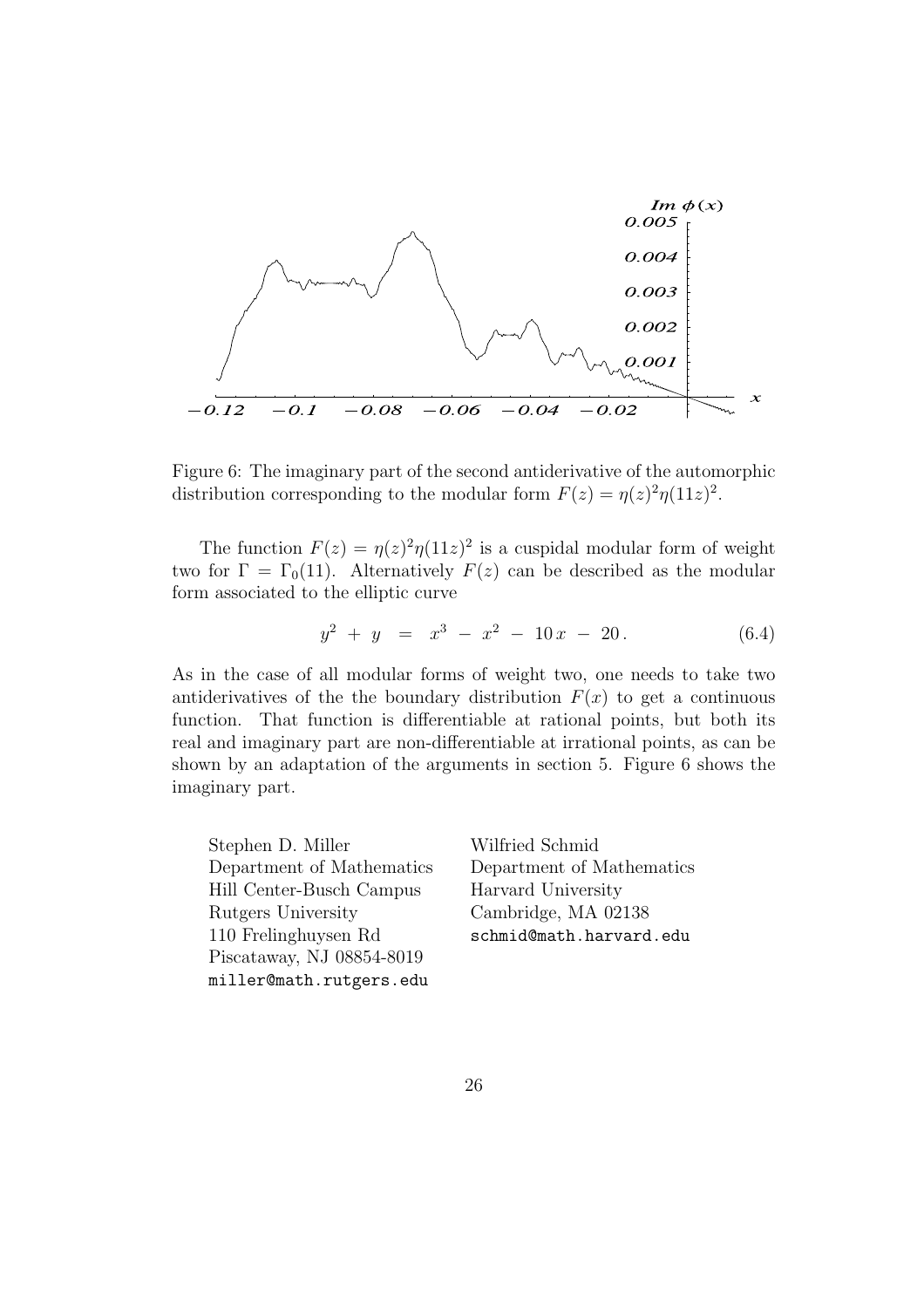Figure 6: The imaginary part of the second antiderivative of the automorphic distribution corresponding to the modular form $F(z) = \eta(z)^2\eta(11z)^2$.

The function $F(z) = \eta(z)^2\eta(11z)^2$ is a cuspidal modular form of weight two for $\Gamma = \Gamma_0(11)$. Alternatively $F(z)$ can be described as the modular form associated to the elliptic curve

$$y^2 + y = x^3 - x^2 - 10x - 20. \tag{6.4}$$

As in the case of all modular forms of weight two, one needs to take two antiderivatives of the the boundary distribution $F(x)$ to get a continuous function. That function is differentiable at rational points, but both its real and imaginary part are non-differentiable at irrational points, as can be shown by an adaptation of the arguments in section 5. Figure 6 shows the imaginary part.

Stephen D. Miller
Department of Mathematics
Hill Center-Busch Campus
Rutgers University
110 Frelinghuysen Rd
Piscataway, NJ 08854-8019
miller@math.rutgers.edu

Wilfried Schmid
Department of Mathematics
Harvard University
Cambridge, MA 02138
schmid@math.harvard.edu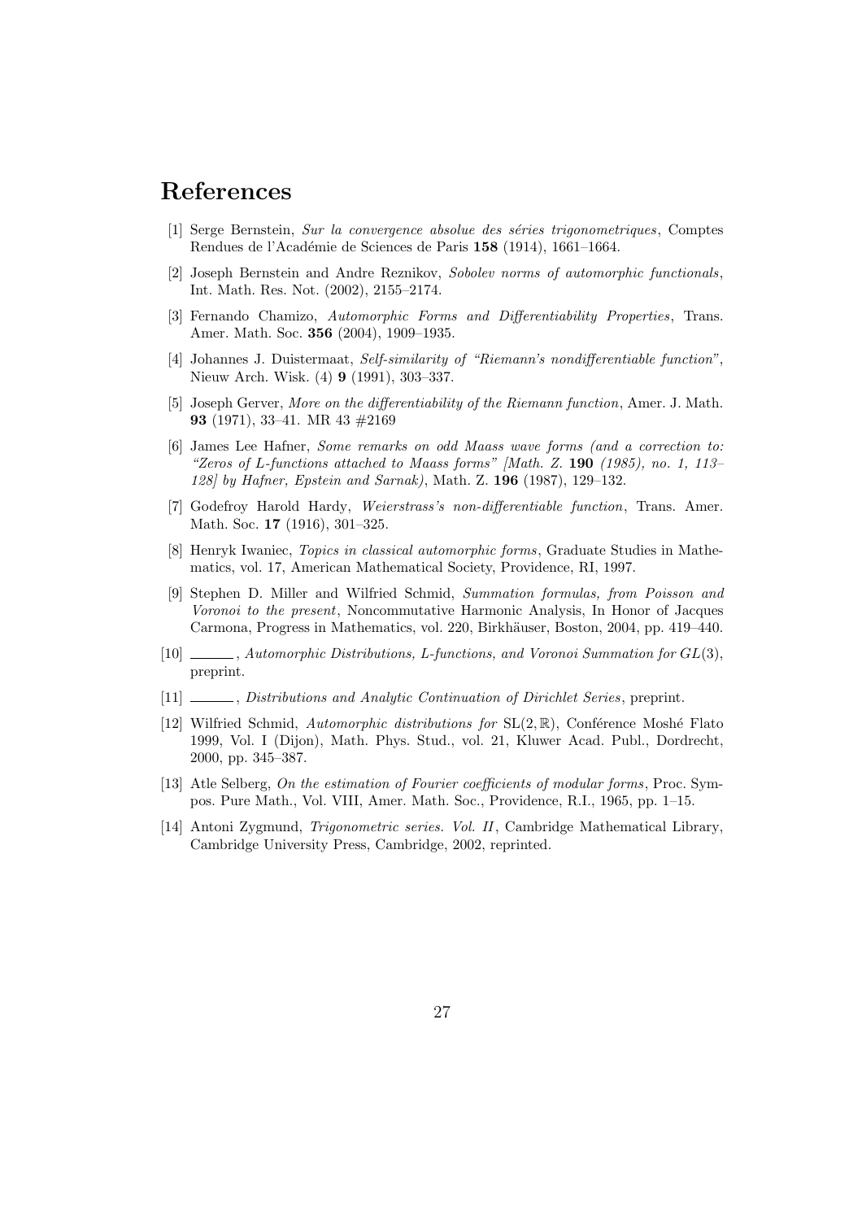# References

[1] Serge Bernstein, *Sur la convergence absolue des séries trigonometriques*, Comptes Rendues de l'Académie de Sciences de Paris **158** (1914), 1661–1664.

[2] Joseph Bernstein and Andre Reznikov, *Sobolev norms of automorphic functionals*, Int. Math. Res. Not. (2002), 2155–2174.

[3] Fernando Chamizo, *Automorphic Forms and Differentiability Properties*, Trans. Amer. Math. Soc. **356** (2004), 1909–1935.

[4] Johannes J. Duistermaat, *Self-similarity of "Riemann's nondifferentiable function"*, Nieuw Arch. Wisk. (4) **9** (1991), 303–337.

[5] Joseph Gerver, *More on the differentiability of the Riemann function*, Amer. J. Math. **93** (1971), 33–41. MR 43 #2169

[6] James Lee Hafner, *Some remarks on odd Maass wave forms (and a correction to: "Zeros of L-functions attached to Maass forms" [Math. Z.* **190** *(1985), no. 1, 113–128] by Hafner, Epstein and Sarnak)*, Math. Z. **196** (1987), 129–132.

[7] Godefroy Harold Hardy, *Weierstrass's non-differentiable function*, Trans. Amer. Math. Soc. **17** (1916), 301–325.

[8] Henryk Iwaniec, *Topics in classical automorphic forms*, Graduate Studies in Mathematics, vol. 17, American Mathematical Society, Providence, RI, 1997.

[9] Stephen D. Miller and Wilfried Schmid, *Summation formulas, from Poisson and Voronoi to the present*, Noncommutative Harmonic Analysis, In Honor of Jacques Carmona, Progress in Mathematics, vol. 220, Birkhäuser, Boston, 2004, pp. 419–440.

[10] ______, *Automorphic Distributions, L-functions, and Voronoi Summation for $GL(3)$*, preprint.

[11] ______, *Distributions and Analytic Continuation of Dirichlet Series*, preprint.

[12] Wilfried Schmid, *Automorphic distributions for* $\mathrm{SL}(2,\mathbb{R})$, Conférence Moshé Flato 1999, Vol. I (Dijon), Math. Phys. Stud., vol. 21, Kluwer Acad. Publ., Dordrecht, 2000, pp. 345–387.

[13] Atle Selberg, *On the estimation of Fourier coefficients of modular forms*, Proc. Sympos. Pure Math., Vol. VIII, Amer. Math. Soc., Providence, R.I., 1965, pp. 1–15.

[14] Antoni Zygmund, *Trigonometric series. Vol. II*, Cambridge Mathematical Library, Cambridge University Press, Cambridge, 2002, reprinted.